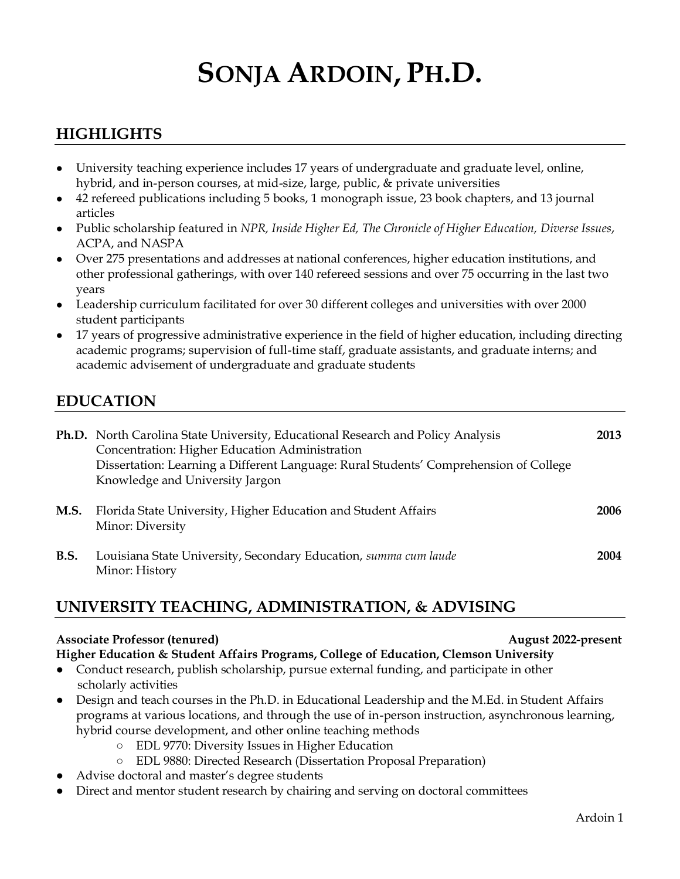# SONJA ARDOIN, PH.D.

## HIGHLIGHTS

- University teaching experience includes 17 years of undergraduate and graduate level, online, hybrid, and in-person courses, at mid-size, large, public, & private universities
- 42 refereed publications including 5 books, 1 monograph issue, 23 book chapters, and 13 journal articles
- Public scholarship featured in *NPR, Inside Higher Ed, The Chronicle of Higher Education, Diverse Issues*, ACPA, and NASPA
- Over 275 presentations and addresses at national conferences, higher education institutions, and other professional gatherings, with over 140 refereed sessions and over 75 occurring in the last two years
- Leadership curriculum facilitated for over 30 different colleges and universities with over 2000 student participants
- 17 years of progressive administrative experience in the field of higher education, including directing academic programs; supervision of full-time staff, graduate assistants, and graduate interns; and academic advisement of undergraduate and graduate students

## EDUCATION

**Ph.D.** North Carolina State University, Educational Research and Policy Analysis — **2013**
Concentration: Higher Education Administration
Dissertation: Learning a Different Language: Rural Students' Comprehension of College Knowledge and University Jargon

**M.S.** Florida State University, Higher Education and Student Affairs — **2006**
Minor: Diversity

**B.S.** Louisiana State University, Secondary Education, *summa cum laude* — **2004**
Minor: History

## UNIVERSITY TEACHING, ADMINISTRATION, & ADVISING

**Associate Professor (tenured)** — **August 2022-present**
**Higher Education & Student Affairs Programs, College of Education, Clemson University**

- Conduct research, publish scholarship, pursue external funding, and participate in other scholarly activities
- Design and teach courses in the Ph.D. in Educational Leadership and the M.Ed. in Student Affairs programs at various locations, and through the use of in-person instruction, asynchronous learning, hybrid course development, and other online teaching methods
  - EDL 9770: Diversity Issues in Higher Education
  - EDL 9880: Directed Research (Dissertation Proposal Preparation)
- Advise doctoral and master's degree students
- Direct and mentor student research by chairing and serving on doctoral committees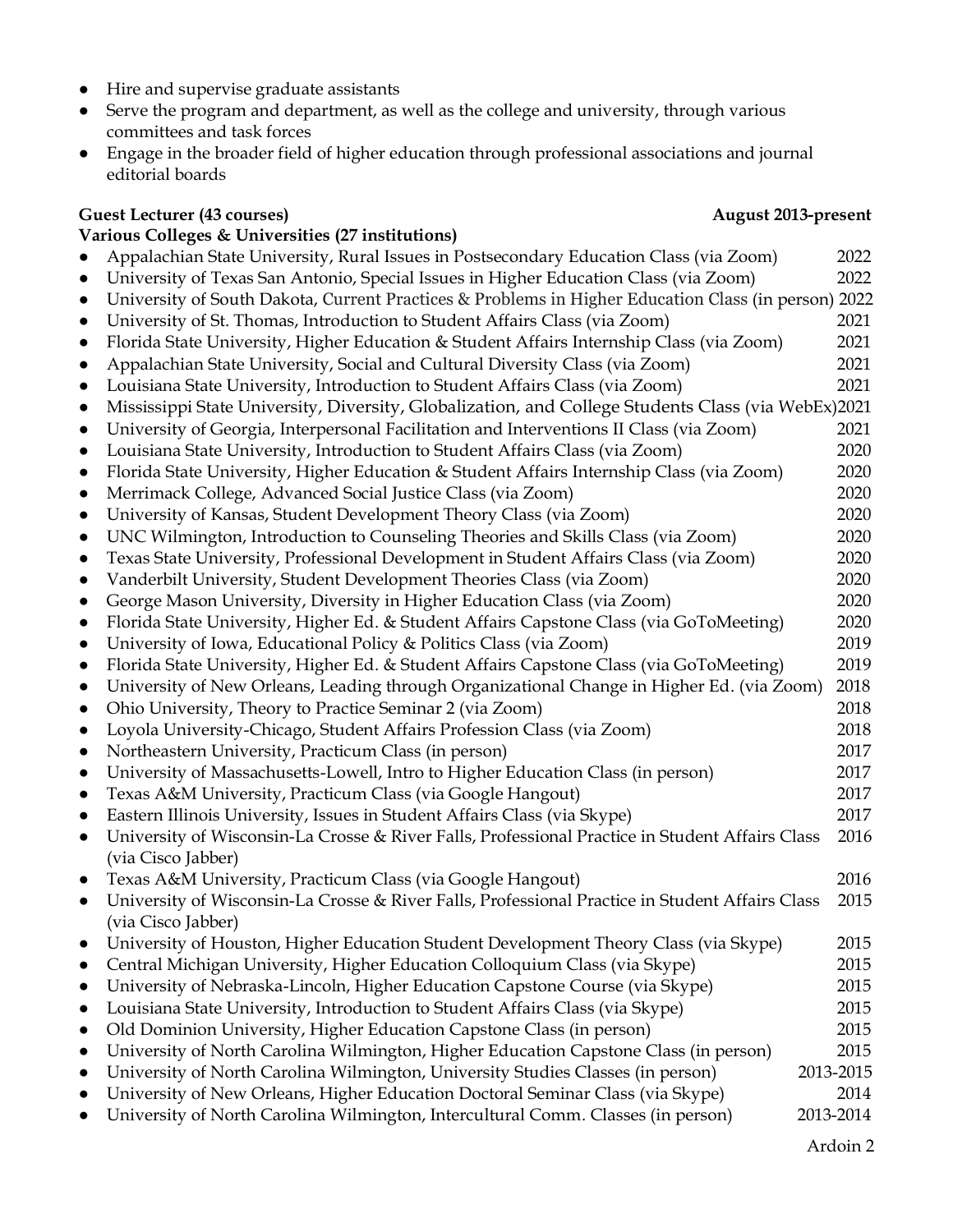- Hire and supervise graduate assistants
- Serve the program and department, as well as the college and university, through various committees and task forces
- Engage in the broader field of higher education through professional associations and journal editorial boards

**Guest Lecturer (43 courses)** **August 2013-present**
**Various Colleges & Universities (27 institutions)**

- Appalachian State University, Rural Issues in Postsecondary Education Class (via Zoom) 2022
- University of Texas San Antonio, Special Issues in Higher Education Class (via Zoom) 2022
- University of South Dakota, Current Practices & Problems in Higher Education Class (in person) 2022
- University of St. Thomas, Introduction to Student Affairs Class (via Zoom) 2021
- Florida State University, Higher Education & Student Affairs Internship Class (via Zoom) 2021
- Appalachian State University, Social and Cultural Diversity Class (via Zoom) 2021
- Louisiana State University, Introduction to Student Affairs Class (via Zoom) 2021
- Mississippi State University, Diversity, Globalization, and College Students Class (via WebEx) 2021
- University of Georgia, Interpersonal Facilitation and Interventions II Class (via Zoom) 2021
- Louisiana State University, Introduction to Student Affairs Class (via Zoom) 2020
- Florida State University, Higher Education & Student Affairs Internship Class (via Zoom) 2020
- Merrimack College, Advanced Social Justice Class (via Zoom) 2020
- University of Kansas, Student Development Theory Class (via Zoom) 2020
- UNC Wilmington, Introduction to Counseling Theories and Skills Class (via Zoom) 2020
- Texas State University, Professional Development in Student Affairs Class (via Zoom) 2020
- Vanderbilt University, Student Development Theories Class (via Zoom) 2020
- George Mason University, Diversity in Higher Education Class (via Zoom) 2020
- Florida State University, Higher Ed. & Student Affairs Capstone Class (via GoToMeeting) 2020
- University of Iowa, Educational Policy & Politics Class (via Zoom) 2019
- Florida State University, Higher Ed. & Student Affairs Capstone Class (via GoToMeeting) 2019
- University of New Orleans, Leading through Organizational Change in Higher Ed. (via Zoom) 2018
- Ohio University, Theory to Practice Seminar 2 (via Zoom) 2018
- Loyola University-Chicago, Student Affairs Profession Class (via Zoom) 2018
- Northeastern University, Practicum Class (in person) 2017
- University of Massachusetts-Lowell, Intro to Higher Education Class (in person) 2017
- Texas A&M University, Practicum Class (via Google Hangout) 2017
- Eastern Illinois University, Issues in Student Affairs Class (via Skype) 2017
- University of Wisconsin-La Crosse & River Falls, Professional Practice in Student Affairs Class (via Cisco Jabber) 2016
- Texas A&M University, Practicum Class (via Google Hangout) 2016
- University of Wisconsin-La Crosse & River Falls, Professional Practice in Student Affairs Class (via Cisco Jabber) 2015
- University of Houston, Higher Education Student Development Theory Class (via Skype) 2015
- Central Michigan University, Higher Education Colloquium Class (via Skype) 2015
- University of Nebraska-Lincoln, Higher Education Capstone Course (via Skype) 2015
- Louisiana State University, Introduction to Student Affairs Class (via Skype) 2015
- Old Dominion University, Higher Education Capstone Class (in person) 2015
- University of North Carolina Wilmington, Higher Education Capstone Class (in person) 2015
- University of North Carolina Wilmington, University Studies Classes (in person) 2013-2015
- University of New Orleans, Higher Education Doctoral Seminar Class (via Skype) 2014
- University of North Carolina Wilmington, Intercultural Comm. Classes (in person) 2013-2014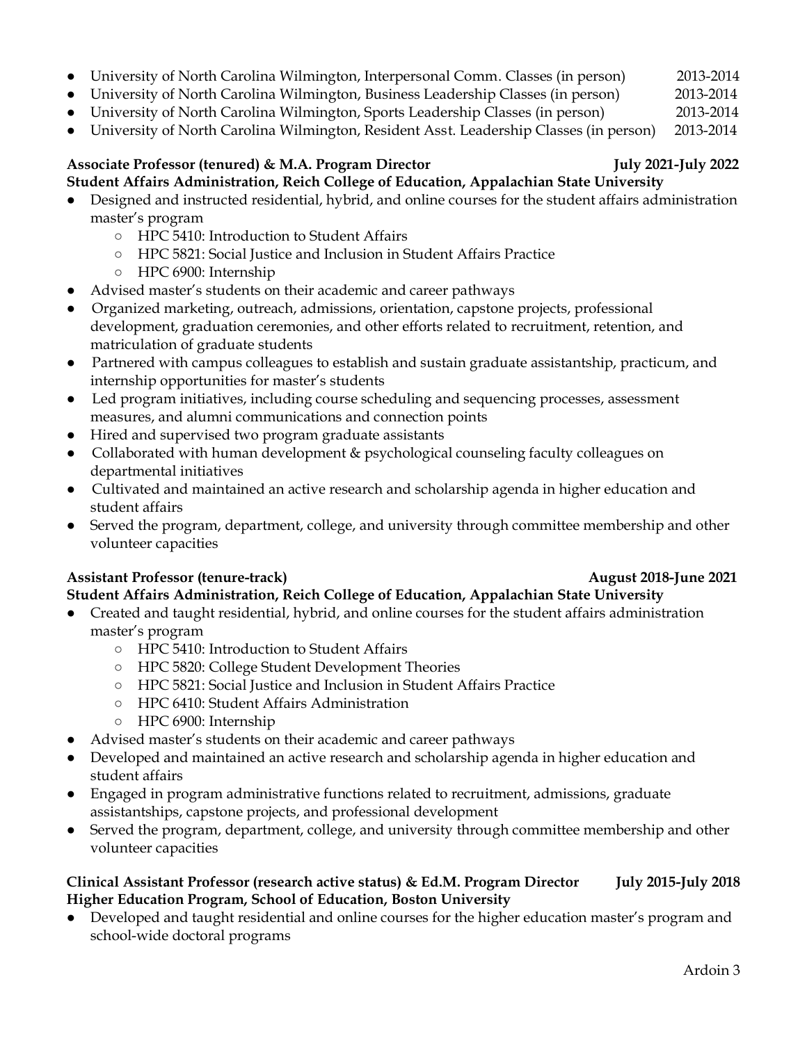- University of North Carolina Wilmington, Interpersonal Comm. Classes (in person) 2013-2014
- University of North Carolina Wilmington, Business Leadership Classes (in person) 2013-2014
- University of North Carolina Wilmington, Sports Leadership Classes (in person) 2013-2014
- University of North Carolina Wilmington, Resident Asst. Leadership Classes (in person) 2013-2014

**Associate Professor (tenured) & M.A. Program Director** **July 2021-July 2022**
**Student Affairs Administration, Reich College of Education, Appalachian State University**

- Designed and instructed residential, hybrid, and online courses for the student affairs administration master's program
    - HPC 5410: Introduction to Student Affairs
    - HPC 5821: Social Justice and Inclusion in Student Affairs Practice
    - HPC 6900: Internship
- Advised master's students on their academic and career pathways
- Organized marketing, outreach, admissions, orientation, capstone projects, professional development, graduation ceremonies, and other efforts related to recruitment, retention, and matriculation of graduate students
- Partnered with campus colleagues to establish and sustain graduate assistantship, practicum, and internship opportunities for master's students
- Led program initiatives, including course scheduling and sequencing processes, assessment measures, and alumni communications and connection points
- Hired and supervised two program graduate assistants
- Collaborated with human development & psychological counseling faculty colleagues on departmental initiatives
- Cultivated and maintained an active research and scholarship agenda in higher education and student affairs
- Served the program, department, college, and university through committee membership and other volunteer capacities

**Assistant Professor (tenure-track)** **August 2018-June 2021**
**Student Affairs Administration, Reich College of Education, Appalachian State University**

- Created and taught residential, hybrid, and online courses for the student affairs administration master's program
    - HPC 5410: Introduction to Student Affairs
    - HPC 5820: College Student Development Theories
    - HPC 5821: Social Justice and Inclusion in Student Affairs Practice
    - HPC 6410: Student Affairs Administration
    - HPC 6900: Internship
- Advised master's students on their academic and career pathways
- Developed and maintained an active research and scholarship agenda in higher education and student affairs
- Engaged in program administrative functions related to recruitment, admissions, graduate assistantships, capstone projects, and professional development
- Served the program, department, college, and university through committee membership and other volunteer capacities

**Clinical Assistant Professor (research active status) & Ed.M. Program Director** **July 2015-July 2018**
**Higher Education Program, School of Education, Boston University**

- Developed and taught residential and online courses for the higher education master's program and school-wide doctoral programs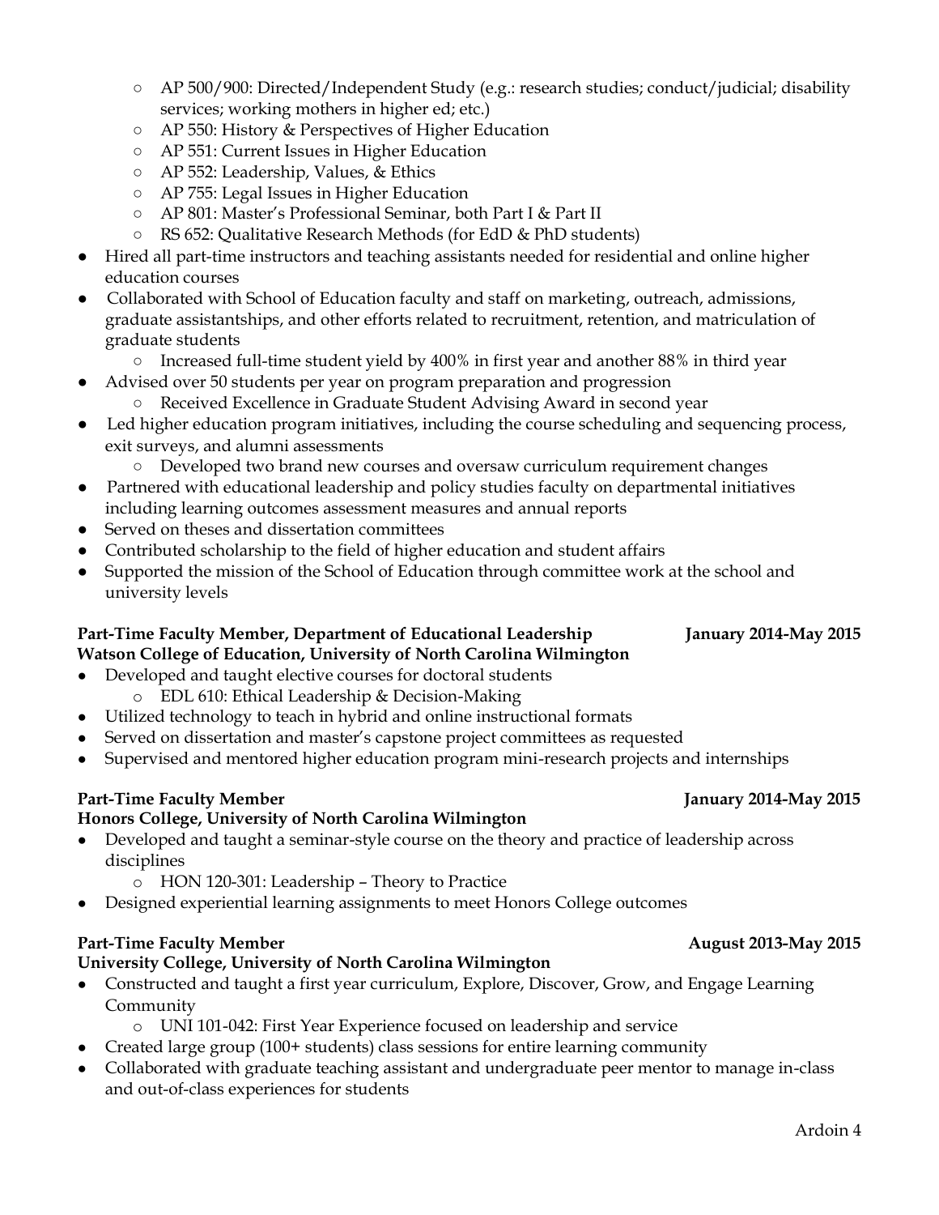- AP 500/900: Directed/Independent Study (e.g.: research studies; conduct/judicial; disability services; working mothers in higher ed; etc.)
   - AP 550: History & Perspectives of Higher Education
   - AP 551: Current Issues in Higher Education
   - AP 552: Leadership, Values, & Ethics
   - AP 755: Legal Issues in Higher Education
   - AP 801: Master's Professional Seminar, both Part I & Part II
   - RS 652: Qualitative Research Methods (for EdD & PhD students)
- Hired all part-time instructors and teaching assistants needed for residential and online higher education courses
- Collaborated with School of Education faculty and staff on marketing, outreach, admissions, graduate assistantships, and other efforts related to recruitment, retention, and matriculation of graduate students
   - Increased full-time student yield by 400% in first year and another 88% in third year
- Advised over 50 students per year on program preparation and progression
   - Received Excellence in Graduate Student Advising Award in second year
- Led higher education program initiatives, including the course scheduling and sequencing process, exit surveys, and alumni assessments
   - Developed two brand new courses and oversaw curriculum requirement changes
- Partnered with educational leadership and policy studies faculty on departmental initiatives including learning outcomes assessment measures and annual reports
- Served on theses and dissertation committees
- Contributed scholarship to the field of higher education and student affairs
- Supported the mission of the School of Education through committee work at the school and university levels

**Part-Time Faculty Member, Department of Educational Leadership** **January 2014-May 2015**
**Watson College of Education, University of North Carolina Wilmington**

- Developed and taught elective courses for doctoral students
   - EDL 610: Ethical Leadership & Decision-Making
- Utilized technology to teach in hybrid and online instructional formats
- Served on dissertation and master's capstone project committees as requested
- Supervised and mentored higher education program mini-research projects and internships

**Part-Time Faculty Member** **January 2014-May 2015**
**Honors College, University of North Carolina Wilmington**

- Developed and taught a seminar-style course on the theory and practice of leadership across disciplines
   - HON 120-301: Leadership – Theory to Practice
- Designed experiential learning assignments to meet Honors College outcomes

**Part-Time Faculty Member** **August 2013-May 2015**
**University College, University of North Carolina Wilmington**

- Constructed and taught a first year curriculum, Explore, Discover, Grow, and Engage Learning Community
   - UNI 101-042: First Year Experience focused on leadership and service
- Created large group (100+ students) class sessions for entire learning community
- Collaborated with graduate teaching assistant and undergraduate peer mentor to manage in-class and out-of-class experiences for students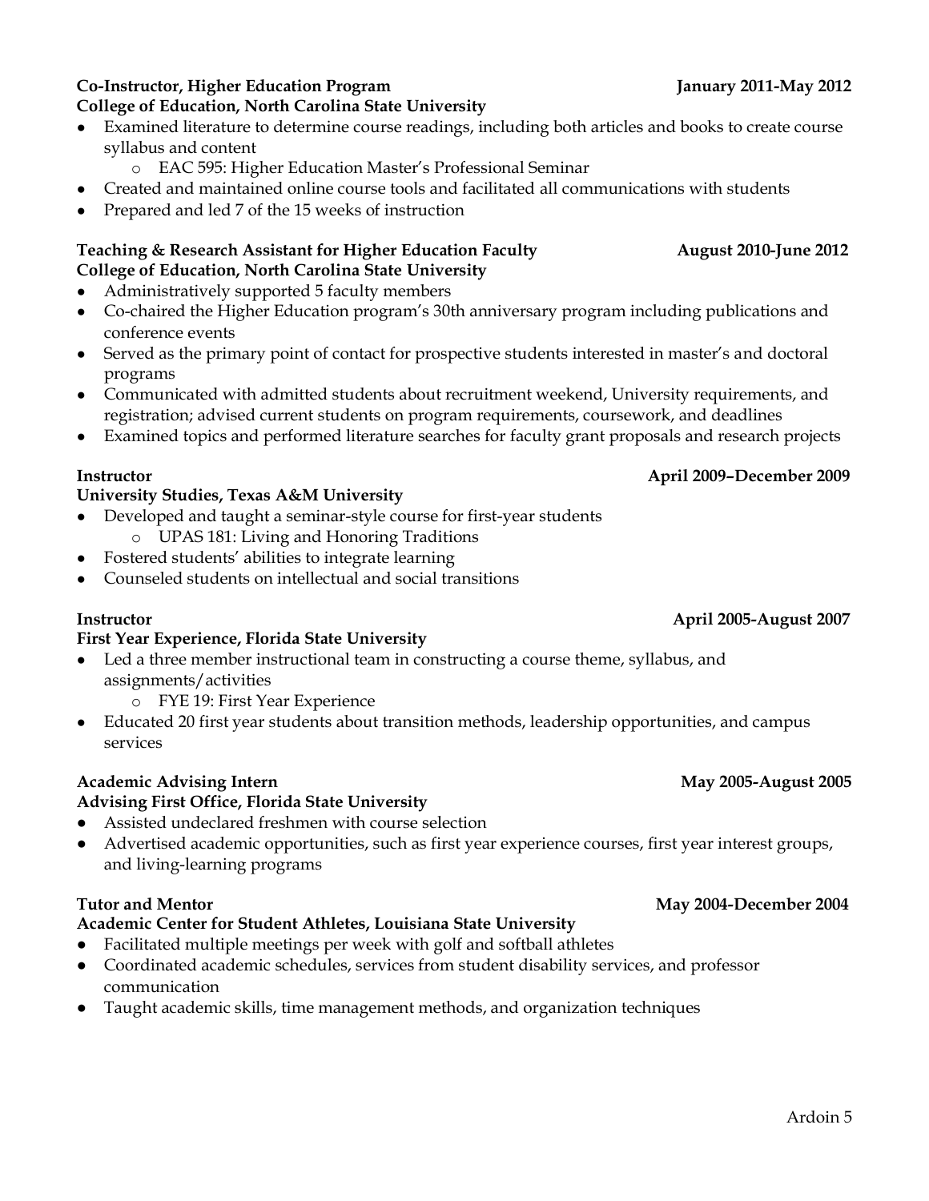**Co-Instructor, Higher Education Program** **January 2011-May 2012**
**College of Education, North Carolina State University**

- Examined literature to determine course readings, including both articles and books to create course syllabus and content
  - EAC 595: Higher Education Master's Professional Seminar
- Created and maintained online course tools and facilitated all communications with students
- Prepared and led 7 of the 15 weeks of instruction

**Teaching & Research Assistant for Higher Education Faculty** **August 2010-June 2012**
**College of Education, North Carolina State University**

- Administratively supported 5 faculty members
- Co-chaired the Higher Education program's 30th anniversary program including publications and conference events
- Served as the primary point of contact for prospective students interested in master's and doctoral programs
- Communicated with admitted students about recruitment weekend, University requirements, and registration; advised current students on program requirements, coursework, and deadlines
- Examined topics and performed literature searches for faculty grant proposals and research projects

**Instructor** **April 2009–December 2009**
**University Studies, Texas A&M University**

- Developed and taught a seminar-style course for first-year students
  - UPAS 181: Living and Honoring Traditions
- Fostered students' abilities to integrate learning
- Counseled students on intellectual and social transitions

**Instructor** **April 2005-August 2007**
**First Year Experience, Florida State University**

- Led a three member instructional team in constructing a course theme, syllabus, and assignments/activities
  - FYE 19: First Year Experience
- Educated 20 first year students about transition methods, leadership opportunities, and campus services

**Academic Advising Intern** **May 2005-August 2005**
**Advising First Office, Florida State University**

- Assisted undeclared freshmen with course selection
- Advertised academic opportunities, such as first year experience courses, first year interest groups, and living-learning programs

**Tutor and Mentor** **May 2004-December 2004**
**Academic Center for Student Athletes, Louisiana State University**

- Facilitated multiple meetings per week with golf and softball athletes
- Coordinated academic schedules, services from student disability services, and professor communication
- Taught academic skills, time management methods, and organization techniques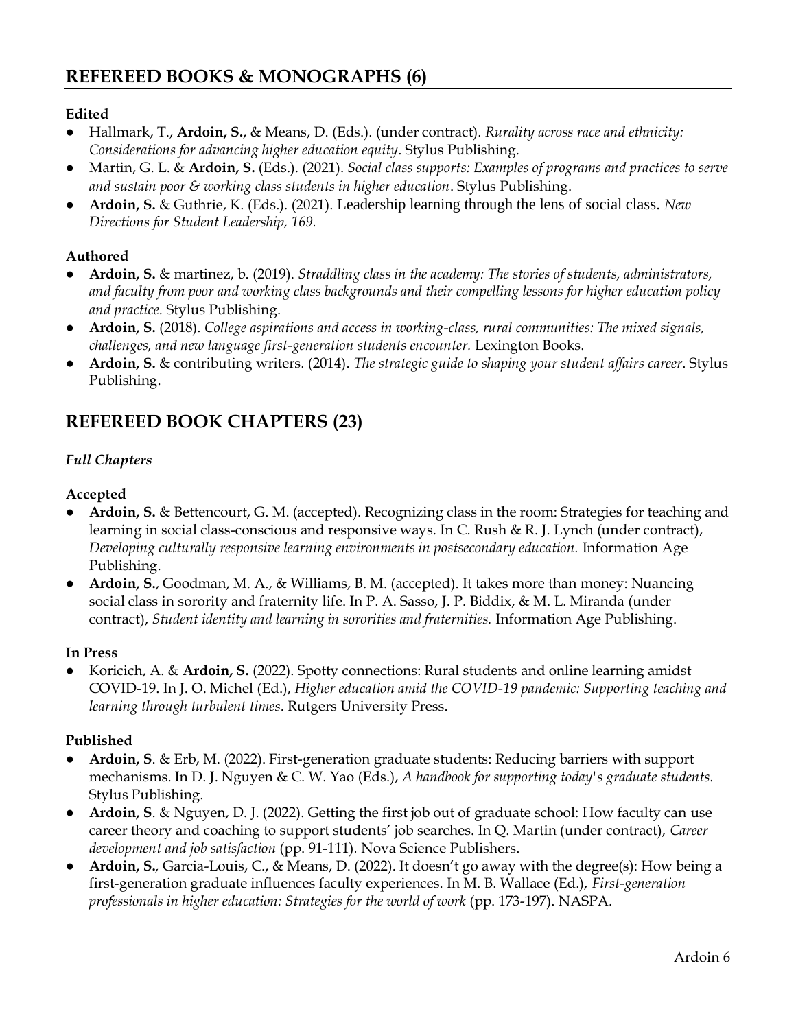## REFEREED BOOKS & MONOGRAPHS (6)

**Edited**

- Hallmark, T., **Ardoin, S.**, & Means, D. (Eds.). (under contract). *Rurality across race and ethnicity: Considerations for advancing higher education equity*. Stylus Publishing.
- Martin, G. L. & **Ardoin, S.** (Eds.). (2021). *Social class supports: Examples of programs and practices to serve and sustain poor & working class students in higher education*. Stylus Publishing.
- **Ardoin, S.** & Guthrie, K. (Eds.). (2021). Leadership learning through the lens of social class. *New Directions for Student Leadership, 169.*

**Authored**

- **Ardoin, S.** & martinez, b. (2019). *Straddling class in the academy: The stories of students, administrators, and faculty from poor and working class backgrounds and their compelling lessons for higher education policy and practice.* Stylus Publishing.
- **Ardoin, S.** (2018). *College aspirations and access in working-class, rural communities: The mixed signals, challenges, and new language first-generation students encounter.* Lexington Books.
- **Ardoin, S.** & contributing writers. (2014). *The strategic guide to shaping your student affairs career*. Stylus Publishing.

## REFEREED BOOK CHAPTERS (23)

*Full Chapters*

**Accepted**

- **Ardoin, S.** & Bettencourt, G. M. (accepted). Recognizing class in the room: Strategies for teaching and learning in social class-conscious and responsive ways. In C. Rush & R. J. Lynch (under contract), *Developing culturally responsive learning environments in postsecondary education.* Information Age Publishing.
- **Ardoin, S.**, Goodman, M. A., & Williams, B. M. (accepted). It takes more than money: Nuancing social class in sorority and fraternity life. In P. A. Sasso, J. P. Biddix, & M. L. Miranda (under contract), *Student identity and learning in sororities and fraternities.* Information Age Publishing.

**In Press**

- Koricich, A. & **Ardoin, S.** (2022). Spotty connections: Rural students and online learning amidst COVID-19. In J. O. Michel (Ed.), *Higher education amid the COVID-19 pandemic: Supporting teaching and learning through turbulent times*. Rutgers University Press.

**Published**

- **Ardoin, S**. & Erb, M. (2022). First-generation graduate students: Reducing barriers with support mechanisms. In D. J. Nguyen & C. W. Yao (Eds.), *A handbook for supporting today's graduate students.* Stylus Publishing.
- **Ardoin, S**. & Nguyen, D. J. (2022). Getting the first job out of graduate school: How faculty can use career theory and coaching to support students' job searches. In Q. Martin (under contract), *Career development and job satisfaction* (pp. 91-111). Nova Science Publishers.
- **Ardoin, S.**, Garcia-Louis, C., & Means, D. (2022). It doesn't go away with the degree(s): How being a first-generation graduate influences faculty experiences. In M. B. Wallace (Ed.), *First-generation professionals in higher education: Strategies for the world of work* (pp. 173-197). NASPA.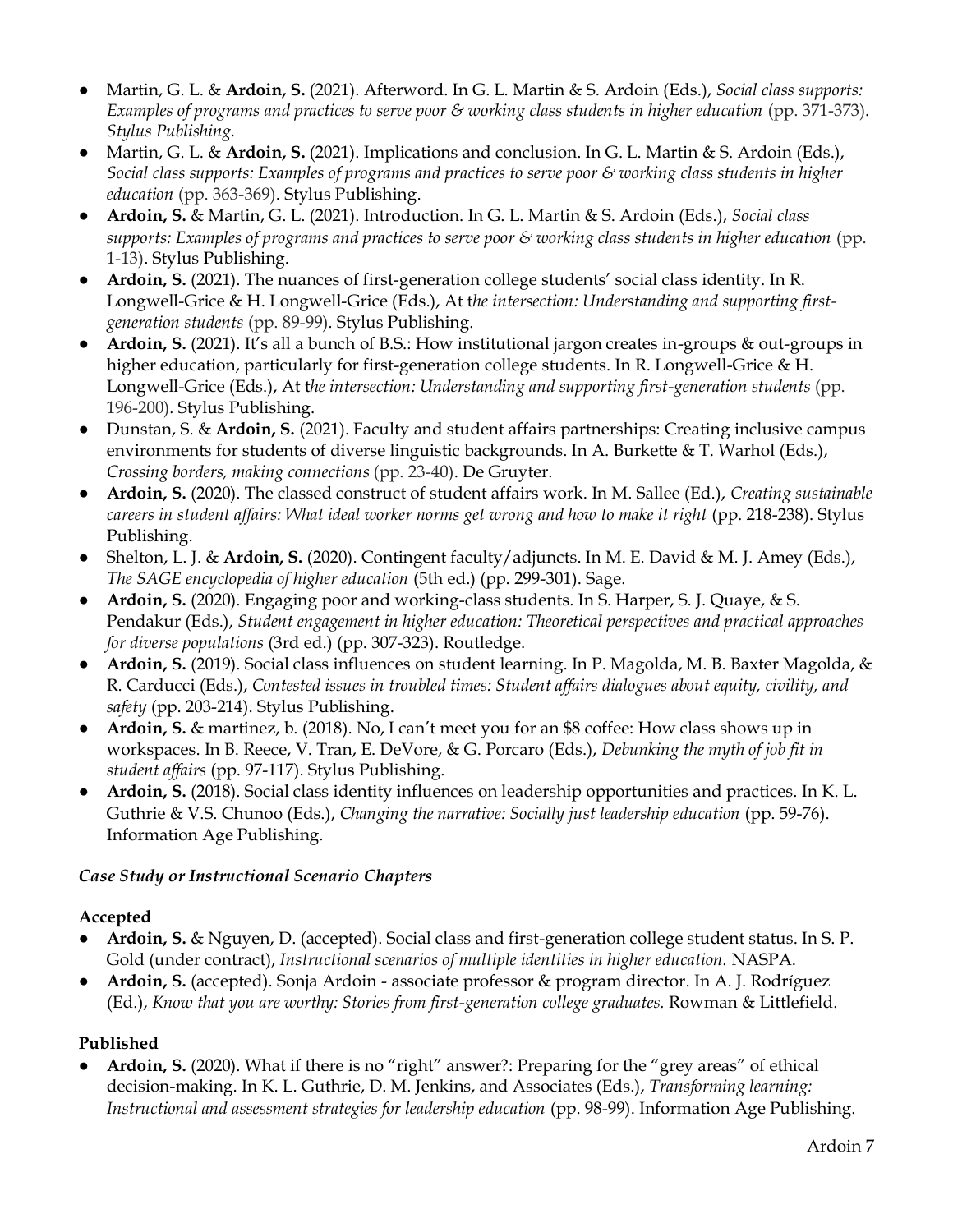- Martin, G. L. & **Ardoin, S.** (2021). Afterword. In G. L. Martin & S. Ardoin (Eds.), *Social class supports: Examples of programs and practices to serve poor & working class students in higher education* (pp. 371-373). *Stylus Publishing.*
- Martin, G. L. & **Ardoin, S.** (2021). Implications and conclusion. In G. L. Martin & S. Ardoin (Eds.), *Social class supports: Examples of programs and practices to serve poor & working class students in higher education* (pp. 363-369). Stylus Publishing.
- **Ardoin, S.** & Martin, G. L. (2021). Introduction. In G. L. Martin & S. Ardoin (Eds.), *Social class supports: Examples of programs and practices to serve poor & working class students in higher education* (pp. 1-13). Stylus Publishing.
- **Ardoin, S.** (2021). The nuances of first-generation college students' social class identity. In R. Longwell-Grice & H. Longwell-Grice (Eds.), At *the intersection: Understanding and supporting first-generation students* (pp. 89-99). Stylus Publishing.
- **Ardoin, S.** (2021). It's all a bunch of B.S.: How institutional jargon creates in-groups & out-groups in higher education, particularly for first-generation college students. In R. Longwell-Grice & H. Longwell-Grice (Eds.), At *the intersection: Understanding and supporting first-generation students* (pp. 196-200). Stylus Publishing.
- Dunstan, S. & **Ardoin, S.** (2021). Faculty and student affairs partnerships: Creating inclusive campus environments for students of diverse linguistic backgrounds. In A. Burkette & T. Warhol (Eds.), *Crossing borders, making connections* (pp. 23-40). De Gruyter.
- **Ardoin, S.** (2020). The classed construct of student affairs work. In M. Sallee (Ed.), *Creating sustainable careers in student affairs: What ideal worker norms get wrong and how to make it right* (pp. 218-238). Stylus Publishing.
- Shelton, L. J. & **Ardoin, S.** (2020). Contingent faculty/adjuncts. In M. E. David & M. J. Amey (Eds.), *The SAGE encyclopedia of higher education* (5th ed.) (pp. 299-301). Sage.
- **Ardoin, S.** (2020). Engaging poor and working-class students. In S. Harper, S. J. Quaye, & S. Pendakur (Eds.), *Student engagement in higher education: Theoretical perspectives and practical approaches for diverse populations* (3rd ed.) (pp. 307-323). Routledge.
- **Ardoin, S.** (2019). Social class influences on student learning. In P. Magolda, M. B. Baxter Magolda, & R. Carducci (Eds.), *Contested issues in troubled times: Student affairs dialogues about equity, civility, and safety* (pp. 203-214). Stylus Publishing.
- **Ardoin, S.** & martinez, b. (2018). No, I can't meet you for an $8 coffee: How class shows up in workspaces. In B. Reece, V. Tran, E. DeVore, & G. Porcaro (Eds.), *Debunking the myth of job fit in student affairs* (pp. 97-117). Stylus Publishing.
- **Ardoin, S.** (2018). Social class identity influences on leadership opportunities and practices. In K. L. Guthrie & V.S. Chunoo (Eds.), *Changing the narrative: Socially just leadership education* (pp. 59-76). Information Age Publishing.

***Case Study or Instructional Scenario Chapters***

**Accepted**

- **Ardoin, S.** & Nguyen, D. (accepted). Social class and first-generation college student status. In S. P. Gold (under contract), *Instructional scenarios of multiple identities in higher education.* NASPA.
- **Ardoin, S.** (accepted). Sonja Ardoin - associate professor & program director. In A. J. Rodríguez (Ed.), *Know that you are worthy: Stories from first-generation college graduates.* Rowman & Littlefield.

**Published**

- **Ardoin, S.** (2020). What if there is no "right" answer?: Preparing for the "grey areas" of ethical decision-making. In K. L. Guthrie, D. M. Jenkins, and Associates (Eds.), *Transforming learning: Instructional and assessment strategies for leadership education* (pp. 98-99). Information Age Publishing.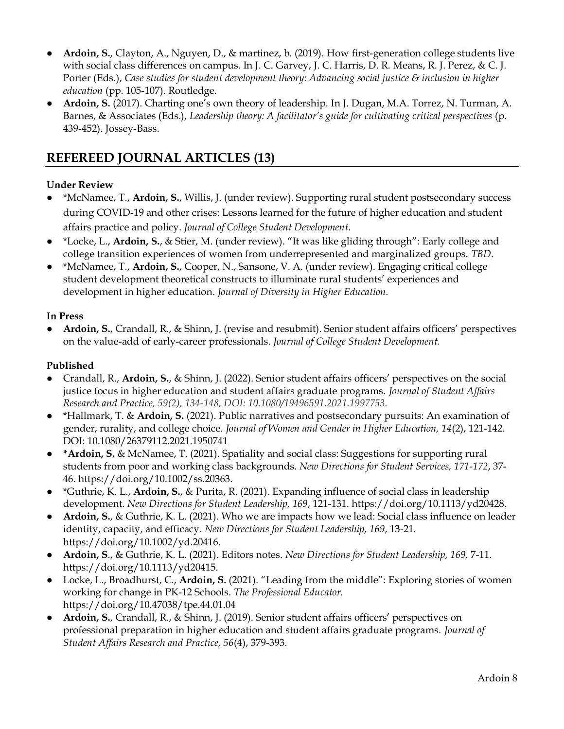- **Ardoin, S.**, Clayton, A., Nguyen, D., & martinez, b. (2019). How first-generation college students live with social class differences on campus. In J. C. Garvey, J. C. Harris, D. R. Means, R. J. Perez, & C. J. Porter (Eds.), *Case studies for student development theory: Advancing social justice & inclusion in higher education* (pp. 105-107). Routledge.
- **Ardoin, S.** (2017). Charting one's own theory of leadership. In J. Dugan, M.A. Torrez, N. Turman, A. Barnes, & Associates (Eds.), *Leadership theory: A facilitator's guide for cultivating critical perspectives* (p. 439-452). Jossey-Bass.

## REFEREED JOURNAL ARTICLES (13)

**Under Review**

- *McNamee, T., **Ardoin, S.**, Willis, J. (under review). Supporting rural student postsecondary success during COVID-19 and other crises: Lessons learned for the future of higher education and student affairs practice and policy. *Journal of College Student Development.*
- *Locke, L., **Ardoin, S.**, & Stier, M. (under review). "It was like gliding through": Early college and college transition experiences of women from underrepresented and marginalized groups. *TBD.*
- *McNamee, T., **Ardoin, S.**, Cooper, N., Sansone, V. A. (under review). Engaging critical college student development theoretical constructs to illuminate rural students' experiences and development in higher education. *Journal of Diversity in Higher Education.*

**In Press**

- **Ardoin, S.**, Crandall, R., & Shinn, J. (revise and resubmit). Senior student affairs officers' perspectives on the value-add of early-career professionals. *Journal of College Student Development.*

**Published**

- Crandall, R., **Ardoin, S.**, & Shinn, J. (2022). Senior student affairs officers' perspectives on the social justice focus in higher education and student affairs graduate programs. *Journal of Student Affairs Research and Practice, 59(2), 134-148, DOI: 10.1080/19496591.2021.1997753.*
- *Hallmark, T. & **Ardoin, S.** (2021). Public narratives and postsecondary pursuits: An examination of gender, rurality, and college choice. *Journal of Women and Gender in Higher Education, 14*(2), 121-142. DOI: 10.1080/26379112.2021.1950741
- ***Ardoin, S.** & McNamee, T. (2021). Spatiality and social class: Suggestions for supporting rural students from poor and working class backgrounds. *New Directions for Student Services, 171-172*, 37-46. https://doi.org/10.1002/ss.20363.
- *Guthrie, K. L., **Ardoin, S.**, & Purita, R. (2021). Expanding influence of social class in leadership development. *New Directions for Student Leadership, 169*, 121-131. https://doi.org/10.1113/yd20428.
- **Ardoin, S.**, & Guthrie, K. L. (2021). Who we are impacts how we lead: Social class influence on leader identity, capacity, and efficacy. *New Directions for Student Leadership, 169*, 13-21. https://doi.org/10.1002/yd.20416.
- **Ardoin, S**., & Guthrie, K. L. (2021). Editors notes. *New Directions for Student Leadership, 169,* 7-11. https://doi.org/10.1113/yd20415.
- Locke, L., Broadhurst, C., **Ardoin, S.** (2021). "Leading from the middle": Exploring stories of women working for change in PK-12 Schools. *The Professional Educator.* https://doi.org/10.47038/tpe.44.01.04
- **Ardoin, S.**, Crandall, R., & Shinn, J. (2019). Senior student affairs officers' perspectives on professional preparation in higher education and student affairs graduate programs. *Journal of Student Affairs Research and Practice, 56*(4), 379-393.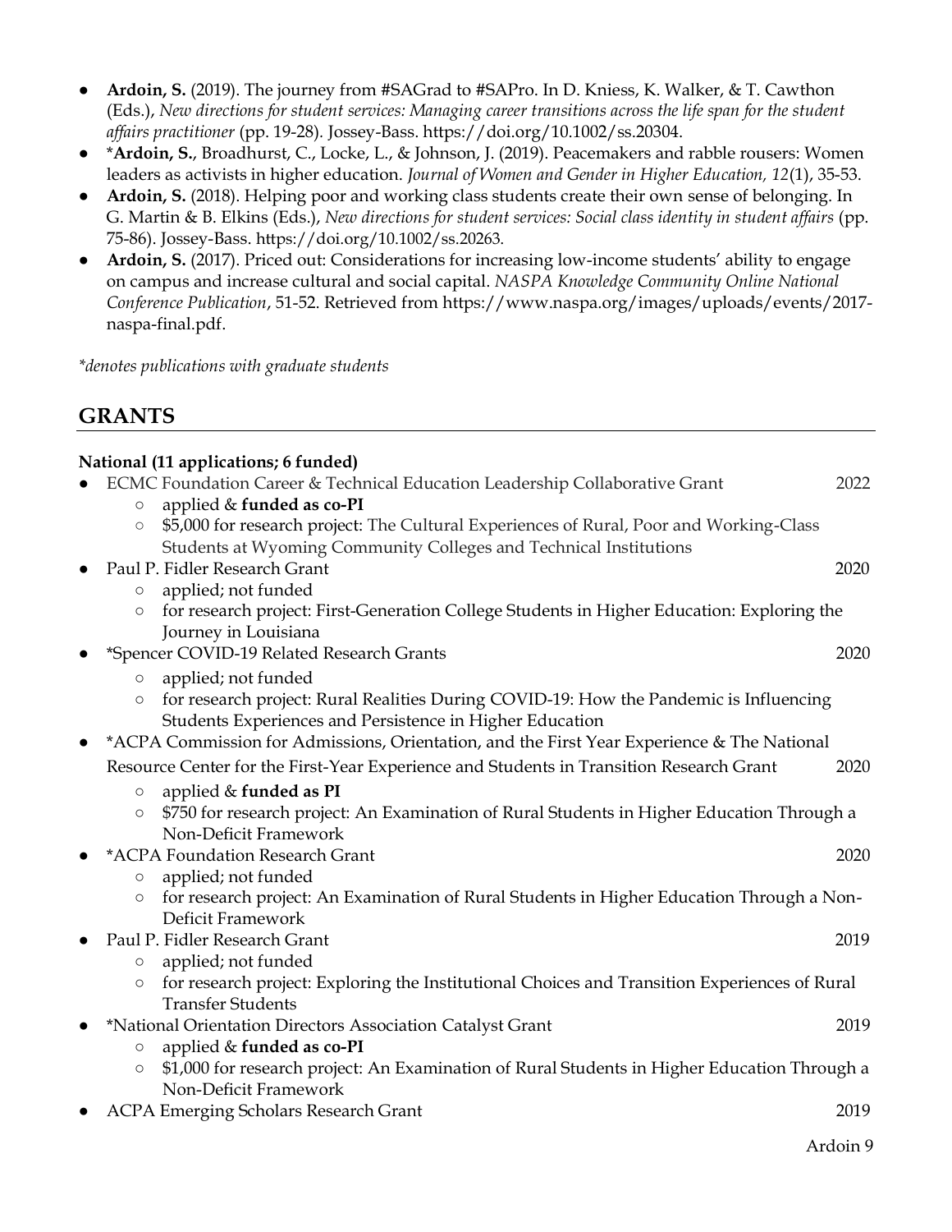- **Ardoin, S.** (2019). The journey from #SAGrad to #SAPro. In D. Kniess, K. Walker, & T. Cawthon (Eds.), *New directions for student services: Managing career transitions across the life span for the student affairs practitioner* (pp. 19-28). Jossey-Bass. https://doi.org/10.1002/ss.20304.
- ***Ardoin, S.**, Broadhurst, C., Locke, L., & Johnson, J. (2019). Peacemakers and rabble rousers: Women leaders as activists in higher education. *Journal of Women and Gender in Higher Education, 12*(1), 35-53.
- **Ardoin, S.** (2018). Helping poor and working class students create their own sense of belonging. In G. Martin & B. Elkins (Eds.), *New directions for student services: Social class identity in student affairs* (pp. 75-86). Jossey-Bass. https://doi.org/10.1002/ss.20263.
- **Ardoin, S.** (2017). Priced out: Considerations for increasing low-income students' ability to engage on campus and increase cultural and social capital. *NASPA Knowledge Community Online National Conference Publication*, 51-52. Retrieved from https://www.naspa.org/images/uploads/events/2017-naspa-final.pdf.

*\*denotes publications with graduate students*

## GRANTS

**National (11 applications; 6 funded)**

- ECMC Foundation Career & Technical Education Leadership Collaborative Grant — 2022
  - applied & **funded as co-PI**
  - $5,000 for research project: The Cultural Experiences of Rural, Poor and Working-Class Students at Wyoming Community Colleges and Technical Institutions
- Paul P. Fidler Research Grant — 2020
  - applied; not funded
  - for research project: First-Generation College Students in Higher Education: Exploring the Journey in Louisiana
- *Spencer COVID-19 Related Research Grants — 2020
  - applied; not funded
  - for research project: Rural Realities During COVID-19: How the Pandemic is Influencing Students Experiences and Persistence in Higher Education
- *ACPA Commission for Admissions, Orientation, and the First Year Experience & The National Resource Center for the First-Year Experience and Students in Transition Research Grant — 2020
  - applied & **funded as PI**
  - $750 for research project: An Examination of Rural Students in Higher Education Through a Non-Deficit Framework
- *ACPA Foundation Research Grant — 2020
  - applied; not funded
  - for research project: An Examination of Rural Students in Higher Education Through a Non-Deficit Framework
- Paul P. Fidler Research Grant — 2019
  - applied; not funded
  - for research project: Exploring the Institutional Choices and Transition Experiences of Rural Transfer Students
- *National Orientation Directors Association Catalyst Grant — 2019
  - applied & **funded as co-PI**
  - $1,000 for research project: An Examination of Rural Students in Higher Education Through a Non-Deficit Framework
- ACPA Emerging Scholars Research Grant — 2019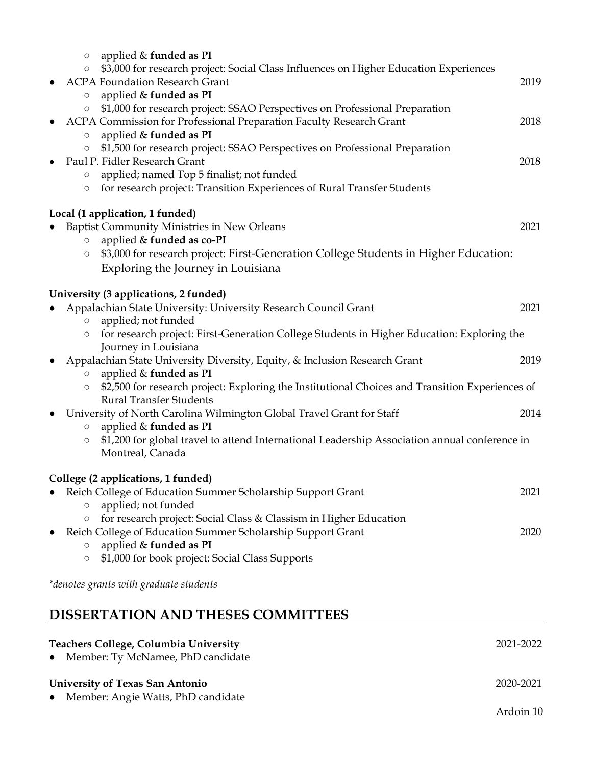- applied & **funded as PI**
- $3,000 for research project: Social Class Influences on Higher Education Experiences

- ACPA Foundation Research Grant 2019
  - applied & **funded as PI**
  - $1,000 for research project: SSAO Perspectives on Professional Preparation
- ACPA Commission for Professional Preparation Faculty Research Grant 2018
  - applied & **funded as PI**
  - $1,500 for research project: SSAO Perspectives on Professional Preparation
- Paul P. Fidler Research Grant 2018
  - applied; named Top 5 finalist; not funded
  - for research project: Transition Experiences of Rural Transfer Students

**Local (1 application, 1 funded)**

- Baptist Community Ministries in New Orleans 2021
  - applied & **funded as co-PI**
  - $3,000 for research project: First-Generation College Students in Higher Education: Exploring the Journey in Louisiana

**University (3 applications, 2 funded)**

- Appalachian State University: University Research Council Grant 2021
  - applied; not funded
  - for research project: First-Generation College Students in Higher Education: Exploring the Journey in Louisiana
- Appalachian State University Diversity, Equity, & Inclusion Research Grant 2019
  - applied & **funded as PI**
  - $2,500 for research project: Exploring the Institutional Choices and Transition Experiences of Rural Transfer Students
- University of North Carolina Wilmington Global Travel Grant for Staff 2014
  - applied & **funded as PI**
  - $1,200 for global travel to attend International Leadership Association annual conference in Montreal, Canada

**College (2 applications, 1 funded)**

- Reich College of Education Summer Scholarship Support Grant 2021
  - applied; not funded
  - for research project: Social Class & Classism in Higher Education
- Reich College of Education Summer Scholarship Support Grant 2020
  - applied & **funded as PI**
  - $1,000 for book project: Social Class Supports

*\*denotes grants with graduate students*

## DISSERTATION AND THESES COMMITTEES

**Teachers College, Columbia University** 2021-2022

- Member: Ty McNamee, PhD candidate

**University of Texas San Antonio** 2020-2021

- Member: Angie Watts, PhD candidate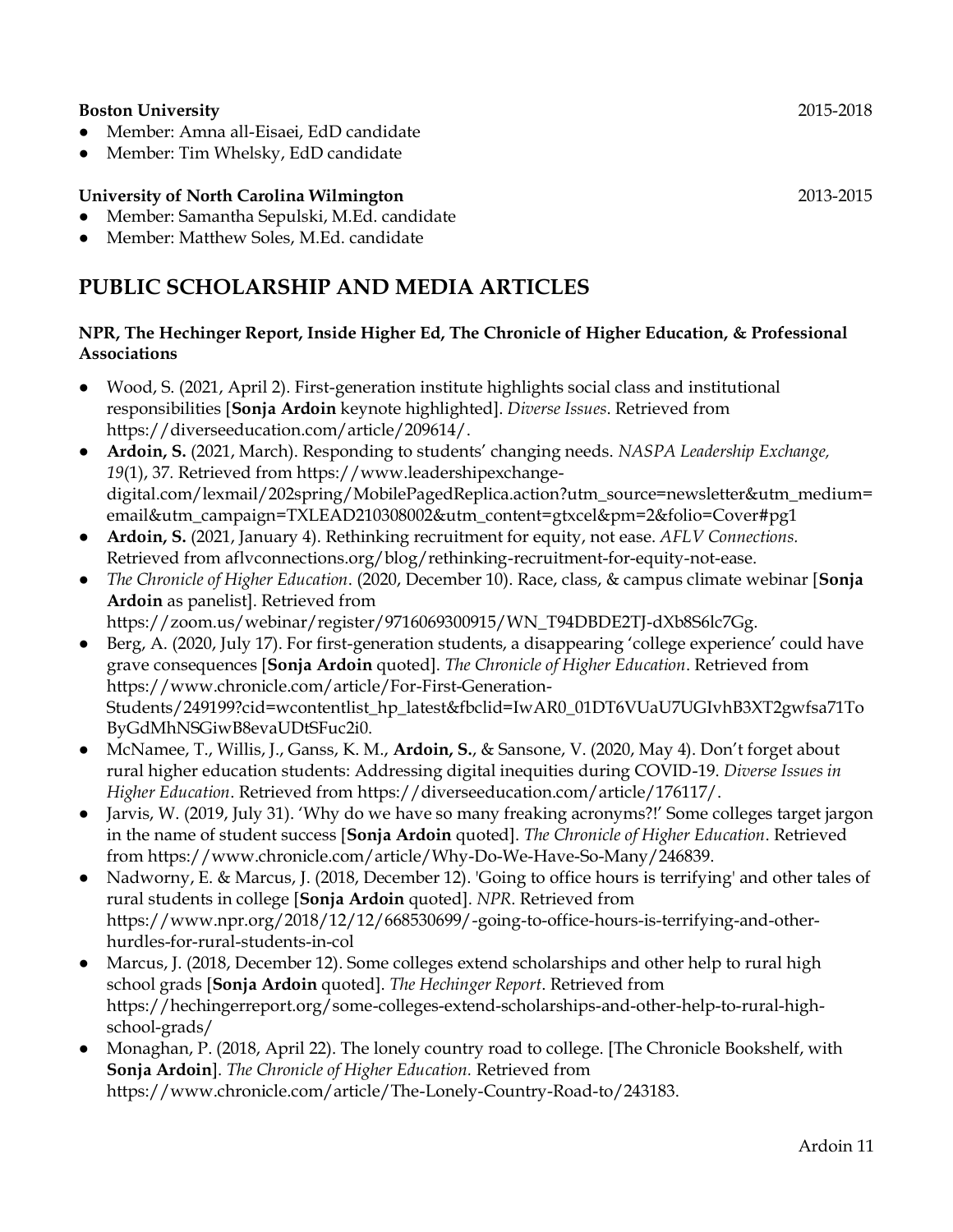**Boston University** 2015-2018

- Member: Amna all-Eisaei, EdD candidate
- Member: Tim Whelsky, EdD candidate

**University of North Carolina Wilmington** 2013-2015

- Member: Samantha Sepulski, M.Ed. candidate
- Member: Matthew Soles, M.Ed. candidate

## PUBLIC SCHOLARSHIP AND MEDIA ARTICLES

**NPR, The Hechinger Report, Inside Higher Ed, The Chronicle of Higher Education, & Professional Associations**

- Wood, S. (2021, April 2). First-generation institute highlights social class and institutional responsibilities [**Sonja Ardoin** keynote highlighted]. *Diverse Issues*. Retrieved from https://diverseeducation.com/article/209614/.
- **Ardoin, S.** (2021, March). Responding to students' changing needs. *NASPA Leadership Exchange, 19*(1), 37. Retrieved from https://www.leadershipexchange-digital.com/lexmail/202spring/MobilePagedReplica.action?utm_source=newsletter&utm_medium=email&utm_campaign=TXLEAD210308002&utm_content=gtxcel&pm=2&folio=Cover#pg1
- **Ardoin, S.** (2021, January 4). Rethinking recruitment for equity, not ease. *AFLV Connections.* Retrieved from aflvconnections.org/blog/rethinking-recruitment-for-equity-not-ease.
- *The Chronicle of Higher Education*. (2020, December 10). Race, class, & campus climate webinar [**Sonja Ardoin** as panelist]. Retrieved from https://zoom.us/webinar/register/9716069300915/WN_T94DBDE2TJ-dXb8S6lc7Gg.
- Berg, A. (2020, July 17). For first-generation students, a disappearing 'college experience' could have grave consequences [**Sonja Ardoin** quoted]. *The Chronicle of Higher Education*. Retrieved from https://www.chronicle.com/article/For-First-Generation-Students/249199?cid=wcontentlist_hp_latest&fbclid=IwAR0_01DT6VUaU7UGIvhB3XT2gwfsa71ToByGdMhNSGiwB8evaUDtSFuc2i0.
- McNamee, T., Willis, J., Ganss, K. M., **Ardoin, S.**, & Sansone, V. (2020, May 4). Don't forget about rural higher education students: Addressing digital inequities during COVID-19. *Diverse Issues in Higher Education*. Retrieved from https://diverseeducation.com/article/176117/.
- Jarvis, W. (2019, July 31). 'Why do we have so many freaking acronyms?!' Some colleges target jargon in the name of student success [**Sonja Ardoin** quoted]. *The Chronicle of Higher Education*. Retrieved from https://www.chronicle.com/article/Why-Do-We-Have-So-Many/246839.
- Nadworny, E. & Marcus, J. (2018, December 12). 'Going to office hours is terrifying' and other tales of rural students in college [**Sonja Ardoin** quoted]. *NPR*. Retrieved from https://www.npr.org/2018/12/12/668530699/-going-to-office-hours-is-terrifying-and-other-hurdles-for-rural-students-in-col
- Marcus, J. (2018, December 12). Some colleges extend scholarships and other help to rural high school grads [**Sonja Ardoin** quoted]. *The Hechinger Report*. Retrieved from https://hechingerreport.org/some-colleges-extend-scholarships-and-other-help-to-rural-high-school-grads/
- Monaghan, P. (2018, April 22). The lonely country road to college. [The Chronicle Bookshelf, with **Sonja Ardoin**]. *The Chronicle of Higher Education*. Retrieved from https://www.chronicle.com/article/The-Lonely-Country-Road-to/243183.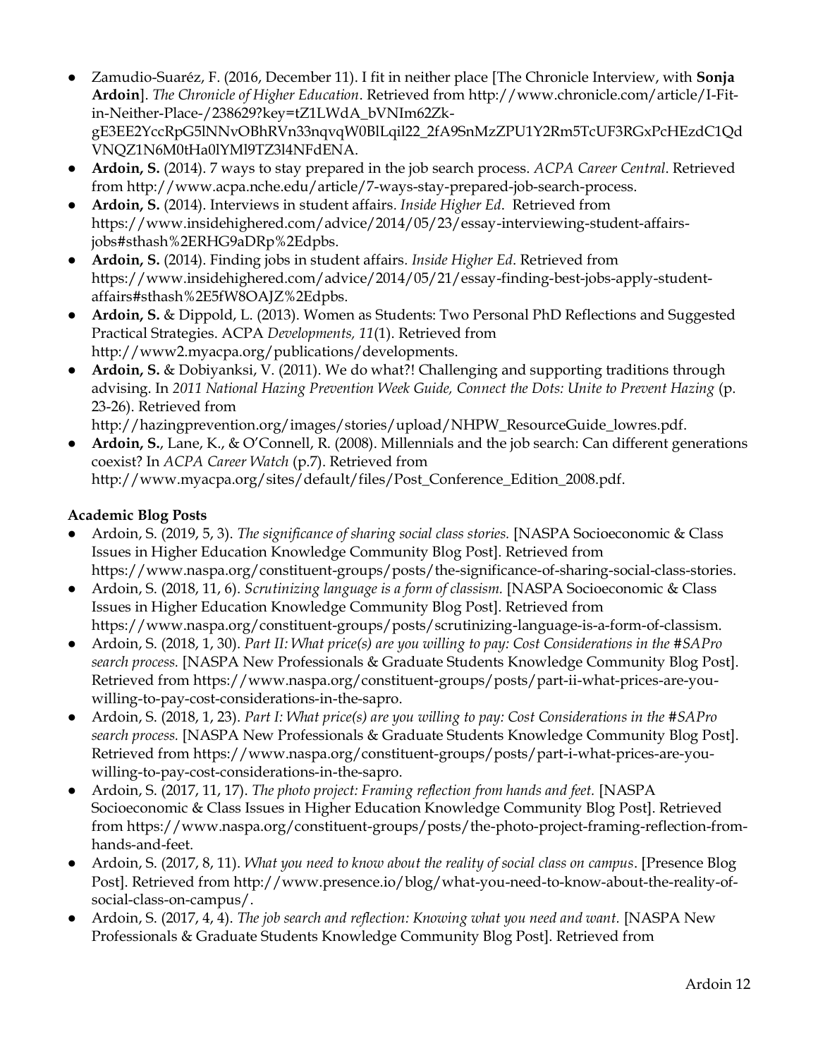- Zamudio-Suaréz, F. (2016, December 11). I fit in neither place [The Chronicle Interview, with **Sonja Ardoin**]. *The Chronicle of Higher Education*. Retrieved from http://www.chronicle.com/article/I-Fit-in-Neither-Place-/238629?key=tZ1LWdA_bVNIm62Zk-gE3EE2YccRpG5lNNvOBhRVn33nqvqW0BlLqil22_2fA9SnMzZPU1Y2Rm5TcUF3RGxPcHEzdC1QdVNQZ1N6M0tHa0lYMl9TZ3l4NFdENA.
- **Ardoin, S.** (2014). 7 ways to stay prepared in the job search process. *ACPA Career Central*. Retrieved from http://www.acpa.nche.edu/article/7-ways-stay-prepared-job-search-process.
- **Ardoin, S.** (2014). Interviews in student affairs. *Inside Higher Ed*. Retrieved from https://www.insidehighered.com/advice/2014/05/23/essay-interviewing-student-affairs-jobs#sthash%2ERHG9aDRp%2Edpbs.
- **Ardoin, S.** (2014). Finding jobs in student affairs. *Inside Higher Ed*. Retrieved from https://www.insidehighered.com/advice/2014/05/21/essay-finding-best-jobs-apply-student-affairs#sthash%2E5fW8OAJZ%2Edpbs.
- **Ardoin, S.** & Dippold, L. (2013). Women as Students: Two Personal PhD Reflections and Suggested Practical Strategies. ACPA *Developments, 11*(1). Retrieved from http://www2.myacpa.org/publications/developments.
- **Ardoin, S.** & Dobiyanksi, V. (2011). We do what?! Challenging and supporting traditions through advising. In *2011 National Hazing Prevention Week Guide, Connect the Dots: Unite to Prevent Hazing* (p. 23-26). Retrieved from http://hazingprevention.org/images/stories/upload/NHPW_ResourceGuide_lowres.pdf.
- **Ardoin, S.**, Lane, K., & O'Connell, R. (2008). Millennials and the job search: Can different generations coexist? In *ACPA Career Watch* (p.7). Retrieved from http://www.myacpa.org/sites/default/files/Post_Conference_Edition_2008.pdf.

**Academic Blog Posts**

- Ardoin, S. (2019, 5, 3). *The significance of sharing social class stories.* [NASPA Socioeconomic & Class Issues in Higher Education Knowledge Community Blog Post]. Retrieved from https://www.naspa.org/constituent-groups/posts/the-significance-of-sharing-social-class-stories.
- Ardoin, S. (2018, 11, 6). *Scrutinizing language is a form of classism.* [NASPA Socioeconomic & Class Issues in Higher Education Knowledge Community Blog Post]. Retrieved from https://www.naspa.org/constituent-groups/posts/scrutinizing-language-is-a-form-of-classism.
- Ardoin, S. (2018, 1, 30). *Part II: What price(s) are you willing to pay: Cost Considerations in the #SAPro search process.* [NASPA New Professionals & Graduate Students Knowledge Community Blog Post]. Retrieved from https://www.naspa.org/constituent-groups/posts/part-ii-what-prices-are-you-willing-to-pay-cost-considerations-in-the-sapro.
- Ardoin, S. (2018, 1, 23). *Part I: What price(s) are you willing to pay: Cost Considerations in the #SAPro search process.* [NASPA New Professionals & Graduate Students Knowledge Community Blog Post]. Retrieved from https://www.naspa.org/constituent-groups/posts/part-i-what-prices-are-you-willing-to-pay-cost-considerations-in-the-sapro.
- Ardoin, S. (2017, 11, 17). *The photo project: Framing reflection from hands and feet.* [NASPA Socioeconomic & Class Issues in Higher Education Knowledge Community Blog Post]. Retrieved from https://www.naspa.org/constituent-groups/posts/the-photo-project-framing-reflection-from-hands-and-feet.
- Ardoin, S. (2017, 8, 11). *What you need to know about the reality of social class on campus*. [Presence Blog Post]. Retrieved from http://www.presence.io/blog/what-you-need-to-know-about-the-reality-of-social-class-on-campus/.
- Ardoin, S. (2017, 4, 4). *The job search and reflection: Knowing what you need and want.* [NASPA New Professionals & Graduate Students Knowledge Community Blog Post]. Retrieved from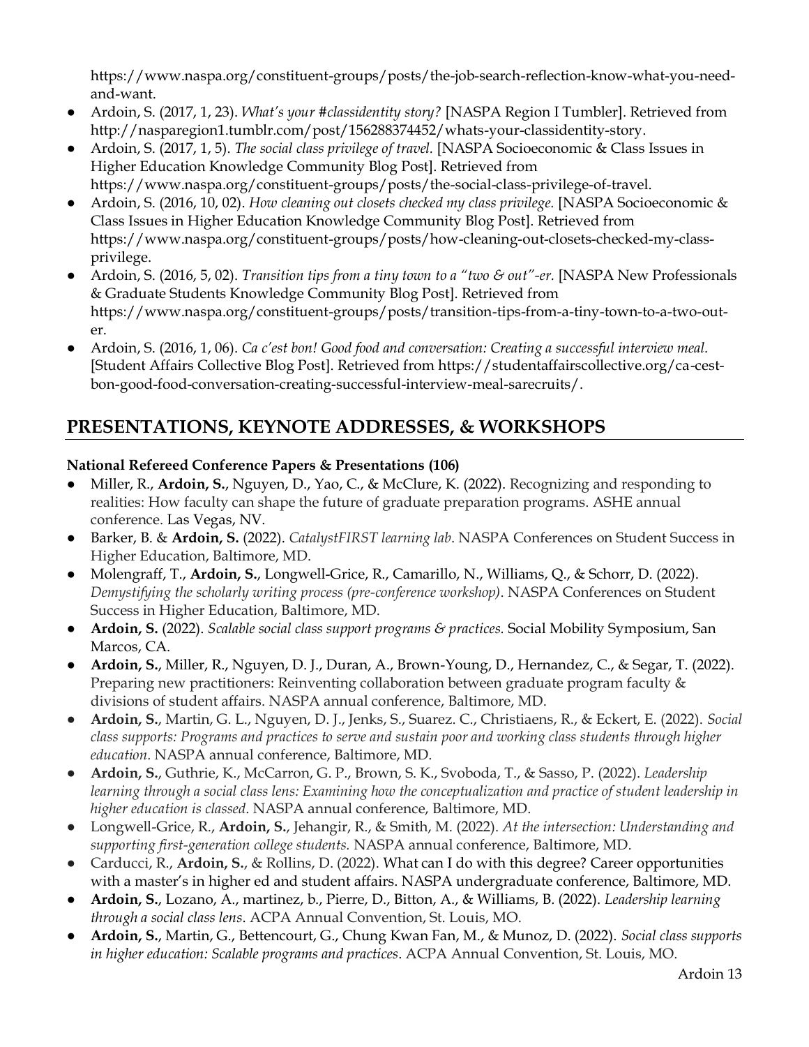https://www.naspa.org/constituent-groups/posts/the-job-search-reflection-know-what-you-need-and-want.

- Ardoin, S. (2017, 1, 23). *What's your #classidentity story?* [NASPA Region I Tumbler]. Retrieved from http://naspregion1.tumblr.com/post/156288374452/whats-your-classidentity-story.
- Ardoin, S. (2017, 1, 5). *The social class privilege of travel.* [NASPA Socioeconomic & Class Issues in Higher Education Knowledge Community Blog Post]. Retrieved from https://www.naspa.org/constituent-groups/posts/the-social-class-privilege-of-travel.
- Ardoin, S. (2016, 10, 02). *How cleaning out closets checked my class privilege.* [NASPA Socioeconomic & Class Issues in Higher Education Knowledge Community Blog Post]. Retrieved from https://www.naspa.org/constituent-groups/posts/how-cleaning-out-closets-checked-my-class-privilege.
- Ardoin, S. (2016, 5, 02). *Transition tips from a tiny town to a "two & out"-er.* [NASPA New Professionals & Graduate Students Knowledge Community Blog Post]. Retrieved from https://www.naspa.org/constituent-groups/posts/transition-tips-from-a-tiny-town-to-a-two-out-er.
- Ardoin, S. (2016, 1, 06). *Ca c'est bon! Good food and conversation: Creating a successful interview meal.* [Student Affairs Collective Blog Post]. Retrieved from https://studentaffairscollective.org/ca-cest-bon-good-food-conversation-creating-successful-interview-meal-sarecruits/.

## PRESENTATIONS, KEYNOTE ADDRESSES, & WORKSHOPS

**National Refereed Conference Papers & Presentations (106)**

- Miller, R., **Ardoin, S.**, Nguyen, D., Yao, C., & McClure, K. (2022). Recognizing and responding to realities: How faculty can shape the future of graduate preparation programs. ASHE annual conference. Las Vegas, NV.
- Barker, B. & **Ardoin, S.** (2022). *CatalystFIRST learning lab*. NASPA Conferences on Student Success in Higher Education, Baltimore, MD.
- Molengraff, T., **Ardoin, S.**, Longwell-Grice, R., Camarillo, N., Williams, Q., & Schorr, D. (2022). *Demystifying the scholarly writing process (pre-conference workshop)*. NASPA Conferences on Student Success in Higher Education, Baltimore, MD.
- **Ardoin, S.** (2022). *Scalable social class support programs & practices.* Social Mobility Symposium, San Marcos, CA.
- **Ardoin, S.**, Miller, R., Nguyen, D. J., Duran, A., Brown-Young, D., Hernandez, C., & Segar, T. (2022). Preparing new practitioners: Reinventing collaboration between graduate program faculty & divisions of student affairs. NASPA annual conference, Baltimore, MD.
- **Ardoin, S.**, Martin, G. L., Nguyen, D. J., Jenks, S., Suarez. C., Christiaens, R., & Eckert, E. (2022). *Social class supports: Programs and practices to serve and sustain poor and working class students through higher education.* NASPA annual conference, Baltimore, MD.
- **Ardoin, S.**, Guthrie, K., McCarron, G. P., Brown, S. K., Svoboda, T., & Sasso, P. (2022). *Leadership learning through a social class lens: Examining how the conceptualization and practice of student leadership in higher education is classed*. NASPA annual conference, Baltimore, MD.
- Longwell-Grice, R., **Ardoin, S.**, Jehangir, R., & Smith, M. (2022). *At the intersection: Understanding and supporting first-generation college students.* NASPA annual conference, Baltimore, MD.
- Carducci, R., **Ardoin, S.**, & Rollins, D. (2022). What can I do with this degree? Career opportunities with a master's in higher ed and student affairs. NASPA undergraduate conference, Baltimore, MD.
- **Ardoin, S.**, Lozano, A., martinez, b., Pierre, D., Bitton, A., & Williams, B. (2022). *Leadership learning through a social class lens*. ACPA Annual Convention, St. Louis, MO.
- **Ardoin, S.**, Martin, G., Bettencourt, G., Chung Kwan Fan, M., & Munoz, D. (2022). *Social class supports in higher education: Scalable programs and practices*. ACPA Annual Convention, St. Louis, MO.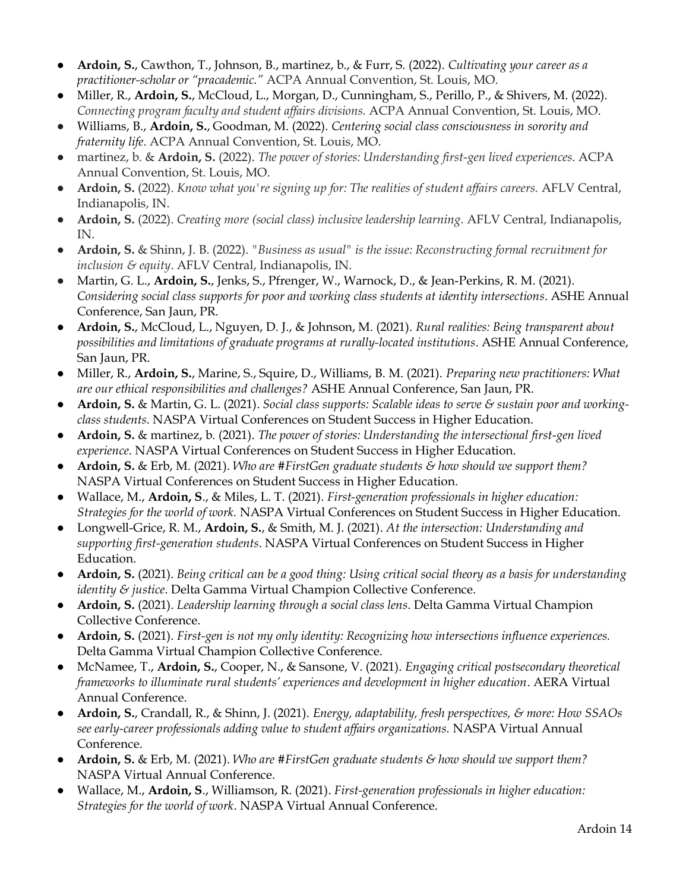- **Ardoin, S.**, Cawthon, T., Johnson, B., martinez, b., & Furr, S. (2022). *Cultivating your career as a practitioner-scholar or "pracademic."* ACPA Annual Convention, St. Louis, MO.
- Miller, R., **Ardoin, S.**, McCloud, L., Morgan, D., Cunningham, S., Perillo, P., & Shivers, M. (2022). *Connecting program faculty and student affairs divisions.* ACPA Annual Convention, St. Louis, MO.
- Williams, B., **Ardoin, S.**, Goodman, M. (2022). *Centering social class consciousness in sorority and fraternity life*. ACPA Annual Convention, St. Louis, MO.
- martinez, b. & **Ardoin, S.** (2022). *The power of stories: Understanding first-gen lived experiences*. ACPA Annual Convention, St. Louis, MO.
- **Ardoin, S.** (2022). *Know what you're signing up for: The realities of student affairs careers.* AFLV Central, Indianapolis, IN.
- **Ardoin, S.** (2022). *Creating more (social class) inclusive leadership learning.* AFLV Central, Indianapolis, IN.
- **Ardoin, S.** & Shinn, J. B. (2022). *"Business as usual" is the issue: Reconstructing formal recruitment for inclusion & equity*. AFLV Central, Indianapolis, IN.
- Martin, G. L., **Ardoin, S.**, Jenks, S., Pfrenger, W., Warnock, D., & Jean-Perkins, R. M. (2021). *Considering social class supports for poor and working class students at identity intersections*. ASHE Annual Conference, San Jaun, PR.
- **Ardoin, S.**, McCloud, L., Nguyen, D. J., & Johnson, M. (2021). *Rural realities: Being transparent about possibilities and limitations of graduate programs at rurally-located institutions*. ASHE Annual Conference, San Jaun, PR.
- Miller, R., **Ardoin, S.**, Marine, S., Squire, D., Williams, B. M. (2021). *Preparing new practitioners: What are our ethical responsibilities and challenges?* ASHE Annual Conference, San Jaun, PR.
- **Ardoin, S.** & Martin, G. L. (2021). *Social class supports: Scalable ideas to serve & sustain poor and working-class students*. NASPA Virtual Conferences on Student Success in Higher Education.
- **Ardoin, S.** & martinez, b. (2021). *The power of stories: Understanding the intersectional first-gen lived experience*. NASPA Virtual Conferences on Student Success in Higher Education.
- **Ardoin, S.** & Erb, M. (2021). *Who are #FirstGen graduate students & how should we support them?* NASPA Virtual Conferences on Student Success in Higher Education.
- Wallace, M., **Ardoin, S**., & Miles, L. T. (2021). *First-generation professionals in higher education: Strategies for the world of work.* NASPA Virtual Conferences on Student Success in Higher Education.
- Longwell-Grice, R. M., **Ardoin, S.**, & Smith, M. J. (2021). *At the intersection: Understanding and supporting first-generation students*. NASPA Virtual Conferences on Student Success in Higher Education.
- **Ardoin, S.** (2021). *Being critical can be a good thing: Using critical social theory as a basis for understanding identity & justice*. Delta Gamma Virtual Champion Collective Conference.
- **Ardoin, S.** (2021). *Leadership learning through a social class lens*. Delta Gamma Virtual Champion Collective Conference.
- **Ardoin, S.** (2021). *First-gen is not my only identity: Recognizing how intersections influence experiences.* Delta Gamma Virtual Champion Collective Conference.
- McNamee, T., **Ardoin, S.**, Cooper, N., & Sansone, V. (2021). *Engaging critical postsecondary theoretical frameworks to illuminate rural students' experiences and development in higher education*. AERA Virtual Annual Conference.
- **Ardoin, S.**, Crandall, R., & Shinn, J. (2021). *Energy, adaptability, fresh perspectives, & more: How SSAOs see early-career professionals adding value to student affairs organizations.* NASPA Virtual Annual Conference.
- **Ardoin, S.** & Erb, M. (2021). *Who are #FirstGen graduate students & how should we support them?* NASPA Virtual Annual Conference.
- Wallace, M., **Ardoin, S**., Williamson, R. (2021). *First-generation professionals in higher education: Strategies for the world of work*. NASPA Virtual Annual Conference.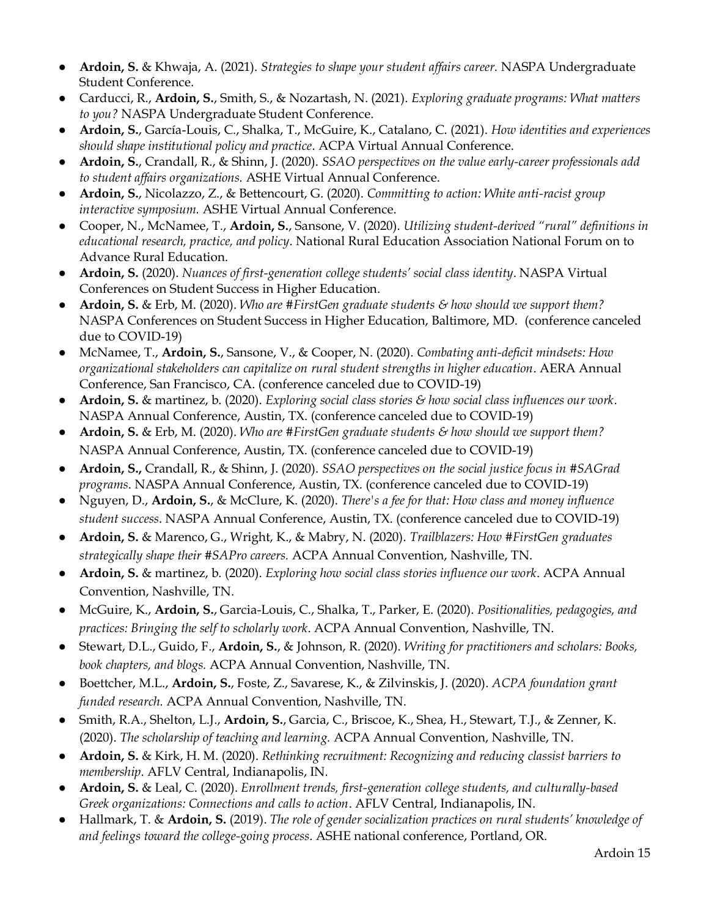- **Ardoin, S.** & Khwaja, A. (2021). *Strategies to shape your student affairs career.* NASPA Undergraduate Student Conference.
- Carducci, R., **Ardoin, S.**, Smith, S., & Nozartash, N. (2021). *Exploring graduate programs: What matters to you?* NASPA Undergraduate Student Conference.
- **Ardoin, S.**, García-Louis, C., Shalka, T., McGuire, K., Catalano, C. (2021). *How identities and experiences should shape institutional policy and practice*. ACPA Virtual Annual Conference.
- **Ardoin, S.**, Crandall, R., & Shinn, J. (2020). *SSAO perspectives on the value early-career professionals add to student affairs organizations.* ASHE Virtual Annual Conference.
- **Ardoin, S.**, Nicolazzo, Z., & Bettencourt, G. (2020). *Committing to action: White anti-racist group interactive symposium.* ASHE Virtual Annual Conference.
- Cooper, N., McNamee, T., **Ardoin, S.**, Sansone, V. (2020). *Utilizing student-derived "rural" definitions in educational research, practice, and policy*. National Rural Education Association National Forum on to Advance Rural Education.
- **Ardoin, S.** (2020). *Nuances of first-generation college students' social class identity*. NASPA Virtual Conferences on Student Success in Higher Education.
- **Ardoin, S.** & Erb, M. (2020). *Who are #FirstGen graduate students & how should we support them?* NASPA Conferences on Student Success in Higher Education, Baltimore, MD. (conference canceled due to COVID-19)
- McNamee, T., **Ardoin, S.**, Sansone, V., & Cooper, N. (2020). *Combating anti-deficit mindsets: How organizational stakeholders can capitalize on rural student strengths in higher education*. AERA Annual Conference, San Francisco, CA. (conference canceled due to COVID-19)
- **Ardoin, S.** & martinez, b. (2020). *Exploring social class stories & how social class influences our work*. NASPA Annual Conference, Austin, TX. (conference canceled due to COVID-19)
- **Ardoin, S.** & Erb, M. (2020). *Who are #FirstGen graduate students & how should we support them?* NASPA Annual Conference, Austin, TX. (conference canceled due to COVID-19)
- **Ardoin, S.,** Crandall, R., & Shinn, J. (2020). *SSAO perspectives on the social justice focus in #SAGrad programs*. NASPA Annual Conference, Austin, TX. (conference canceled due to COVID-19)
- Nguyen, D., **Ardoin, S.**, & McClure, K. (2020). *There's a fee for that: How class and money influence student success*. NASPA Annual Conference, Austin, TX. (conference canceled due to COVID-19)
- **Ardoin, S.** & Marenco, G., Wright, K., & Mabry, N. (2020). *Trailblazers: How #FirstGen graduates strategically shape their #SAPro careers.* ACPA Annual Convention, Nashville, TN.
- **Ardoin, S.** & martinez, b. (2020). *Exploring how social class stories influence our work*. ACPA Annual Convention, Nashville, TN.
- McGuire, K., **Ardoin, S.**, Garcia-Louis, C., Shalka, T., Parker, E. (2020). *Positionalities, pedagogies, and practices: Bringing the self to scholarly work*. ACPA Annual Convention, Nashville, TN.
- Stewart, D.L., Guido, F., **Ardoin, S.**, & Johnson, R. (2020). *Writing for practitioners and scholars: Books, book chapters, and blogs.* ACPA Annual Convention, Nashville, TN.
- Boettcher, M.L., **Ardoin, S.**, Foste, Z., Savarese, K., & Zilvinskis, J. (2020). *ACPA foundation grant funded research.* ACPA Annual Convention, Nashville, TN.
- Smith, R.A., Shelton, L.J., **Ardoin, S.**, Garcia, C., Briscoe, K., Shea, H., Stewart, T.J., & Zenner, K. (2020). *The scholarship of teaching and learning.* ACPA Annual Convention, Nashville, TN.
- **Ardoin, S.** & Kirk, H. M. (2020). *Rethinking recruitment: Recognizing and reducing classist barriers to membership*. AFLV Central, Indianapolis, IN.
- **Ardoin, S.** & Leal, C. (2020). *Enrollment trends, first-generation college students, and culturally-based Greek organizations: Connections and calls to action*. AFLV Central, Indianapolis, IN.
- Hallmark, T. & **Ardoin, S.** (2019). *The role of gender socialization practices on rural students' knowledge of and feelings toward the college-going process*. ASHE national conference, Portland, OR.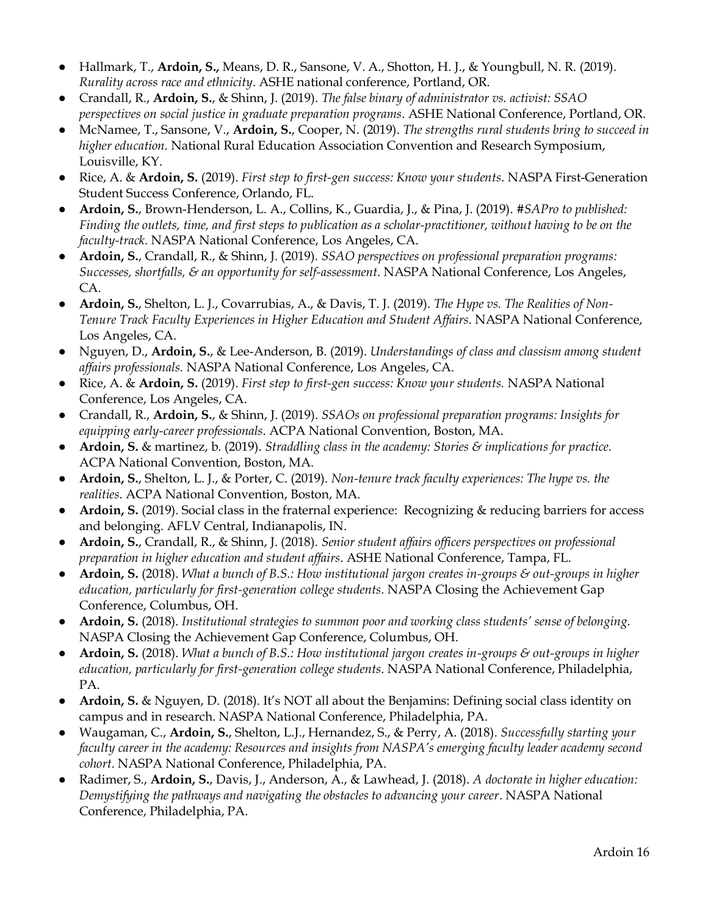- Hallmark, T., **Ardoin, S.,** Means, D. R., Sansone, V. A., Shotton, H. J., & Youngbull, N. R. (2019). *Rurality across race and ethnicity*. ASHE national conference, Portland, OR.
- Crandall, R., **Ardoin, S.**, & Shinn, J. (2019). *The false binary of administrator vs. activist: SSAO perspectives on social justice in graduate preparation programs*. ASHE National Conference, Portland, OR.
- McNamee, T., Sansone, V., **Ardoin, S.**, Cooper, N. (2019). *The strengths rural students bring to succeed in higher education.* National Rural Education Association Convention and Research Symposium, Louisville, KY.
- Rice, A. & **Ardoin, S.** (2019). *First step to first-gen success: Know your students*. NASPA First-Generation Student Success Conference, Orlando, FL.
- **Ardoin, S.**, Brown-Henderson, L. A., Collins, K., Guardia, J., & Pina, J. (2019). *#SAPro to published: Finding the outlets, time, and first steps to publication as a scholar-practitioner, without having to be on the faculty-track.* NASPA National Conference, Los Angeles, CA.
- **Ardoin, S.**, Crandall, R., & Shinn, J. (2019). *SSAO perspectives on professional preparation programs: Successes, shortfalls, & an opportunity for self-assessment*. NASPA National Conference, Los Angeles, CA.
- **Ardoin, S.**, Shelton, L. J., Covarrubias, A., & Davis, T. J. (2019). *The Hype vs. The Realities of Non-Tenure Track Faculty Experiences in Higher Education and Student Affairs*. NASPA National Conference, Los Angeles, CA.
- Nguyen, D., **Ardoin, S.**, & Lee-Anderson, B. (2019). *Understandings of class and classism among student affairs professionals.* NASPA National Conference, Los Angeles, CA.
- Rice, A. & **Ardoin, S.** (2019). *First step to first-gen success: Know your students.* NASPA National Conference, Los Angeles, CA.
- Crandall, R., **Ardoin, S.**, & Shinn, J. (2019). *SSAOs on professional preparation programs: Insights for equipping early-career professionals*. ACPA National Convention, Boston, MA.
- **Ardoin, S.** & martinez, b. (2019). *Straddling class in the academy: Stories & implications for practice.* ACPA National Convention, Boston, MA.
- **Ardoin, S.**, Shelton, L. J., & Porter, C. (2019). *Non-tenure track faculty experiences: The hype vs. the realities*. ACPA National Convention, Boston, MA.
- **Ardoin, S.** (2019). Social class in the fraternal experience: Recognizing & reducing barriers for access and belonging. AFLV Central, Indianapolis, IN.
- **Ardoin, S.**, Crandall, R., & Shinn, J. (2018). *Senior student affairs officers perspectives on professional preparation in higher education and student affairs*. ASHE National Conference, Tampa, FL.
- **Ardoin, S.** (2018). *What a bunch of B.S.: How institutional jargon creates in-groups & out-groups in higher education, particularly for first-generation college students*. NASPA Closing the Achievement Gap Conference, Columbus, OH.
- **Ardoin, S.** (2018). *Institutional strategies to summon poor and working class students' sense of belonging.* NASPA Closing the Achievement Gap Conference, Columbus, OH.
- **Ardoin, S.** (2018). *What a bunch of B.S.: How institutional jargon creates in-groups & out-groups in higher education, particularly for first-generation college students*. NASPA National Conference, Philadelphia, PA.
- **Ardoin, S.** & Nguyen, D. (2018). It's NOT all about the Benjamins: Defining social class identity on campus and in research. NASPA National Conference, Philadelphia, PA.
- Waugaman, C., **Ardoin, S.**, Shelton, L.J., Hernandez, S., & Perry, A. (2018). *Successfully starting your faculty career in the academy: Resources and insights from NASPA's emerging faculty leader academy second cohort*. NASPA National Conference, Philadelphia, PA.
- Radimer, S., **Ardoin, S.**, Davis, J., Anderson, A., & Lawhead, J. (2018). *A doctorate in higher education: Demystifying the pathways and navigating the obstacles to advancing your career*. NASPA National Conference, Philadelphia, PA.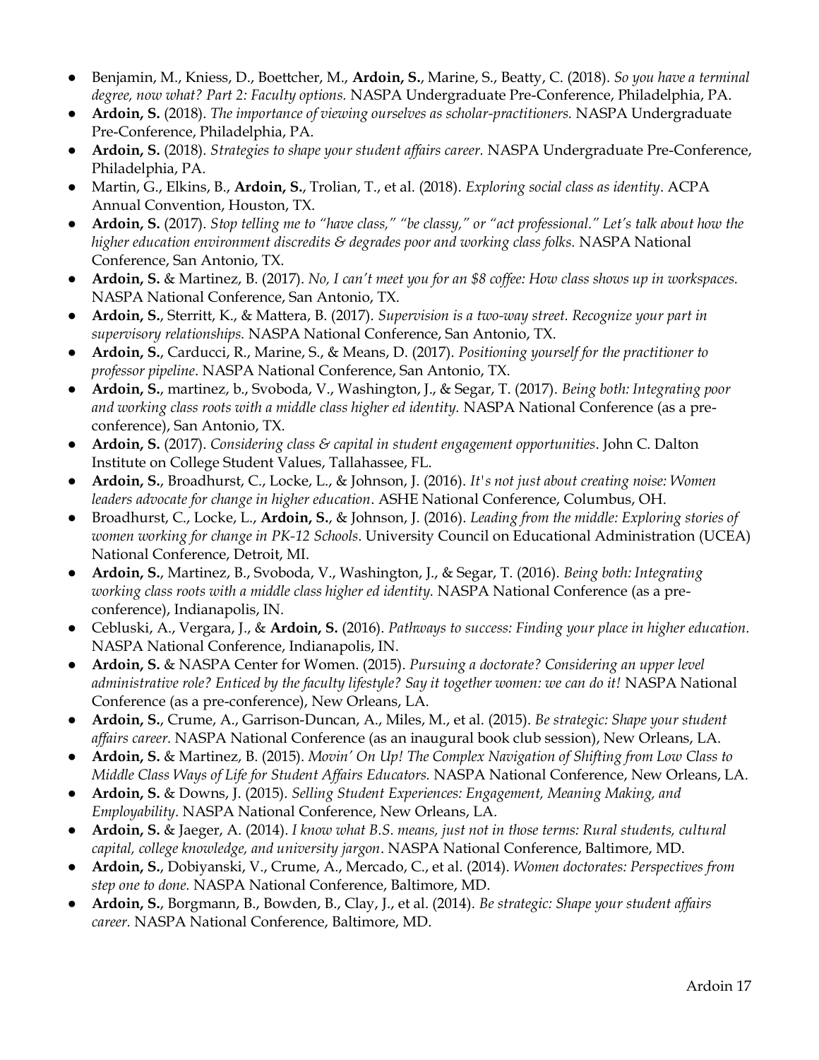- Benjamin, M., Kniess, D., Boettcher, M., **Ardoin, S.**, Marine, S., Beatty, C. (2018). *So you have a terminal degree, now what? Part 2: Faculty options.* NASPA Undergraduate Pre-Conference, Philadelphia, PA.
- **Ardoin, S.** (2018). *The importance of viewing ourselves as scholar-practitioners.* NASPA Undergraduate Pre-Conference, Philadelphia, PA.
- **Ardoin, S.** (2018). *Strategies to shape your student affairs career.* NASPA Undergraduate Pre-Conference, Philadelphia, PA.
- Martin, G., Elkins, B., **Ardoin, S.**, Trolian, T., et al. (2018). *Exploring social class as identity*. ACPA Annual Convention, Houston, TX.
- **Ardoin, S.** (2017). *Stop telling me to "have class," "be classy," or "act professional." Let's talk about how the higher education environment discredits & degrades poor and working class folks.* NASPA National Conference, San Antonio, TX.
- **Ardoin, S.** & Martinez, B. (2017). *No, I can't meet you for an $8 coffee: How class shows up in workspaces.* NASPA National Conference, San Antonio, TX.
- **Ardoin, S.**, Sterritt, K., & Mattera, B. (2017). *Supervision is a two-way street. Recognize your part in supervisory relationships.* NASPA National Conference, San Antonio, TX.
- **Ardoin, S.**, Carducci, R., Marine, S., & Means, D. (2017). *Positioning yourself for the practitioner to professor pipeline*. NASPA National Conference, San Antonio, TX.
- **Ardoin, S.**, martinez, b., Svoboda, V., Washington, J., & Segar, T. (2017). *Being both: Integrating poor and working class roots with a middle class higher ed identity.* NASPA National Conference (as a pre-conference), San Antonio, TX.
- **Ardoin, S.** (2017). *Considering class & capital in student engagement opportunities*. John C. Dalton Institute on College Student Values, Tallahassee, FL.
- **Ardoin, S.**, Broadhurst, C., Locke, L., & Johnson, J. (2016). *It's not just about creating noise: Women leaders advocate for change in higher education*. ASHE National Conference, Columbus, OH.
- Broadhurst, C., Locke, L., **Ardoin, S.**, & Johnson, J. (2016). *Leading from the middle: Exploring stories of women working for change in PK-12 Schools*. University Council on Educational Administration (UCEA) National Conference, Detroit, MI.
- **Ardoin, S.**, Martinez, B., Svoboda, V., Washington, J., & Segar, T. (2016). *Being both: Integrating working class roots with a middle class higher ed identity.* NASPA National Conference (as a pre-conference), Indianapolis, IN.
- Cebluski, A., Vergara, J., & **Ardoin, S.** (2016). *Pathways to success: Finding your place in higher education.* NASPA National Conference, Indianapolis, IN.
- **Ardoin, S.** & NASPA Center for Women. (2015). *Pursuing a doctorate? Considering an upper level administrative role? Enticed by the faculty lifestyle? Say it together women: we can do it!* NASPA National Conference (as a pre-conference), New Orleans, LA.
- **Ardoin, S.**, Crume, A., Garrison-Duncan, A., Miles, M., et al. (2015). *Be strategic: Shape your student affairs career.* NASPA National Conference (as an inaugural book club session), New Orleans, LA.
- **Ardoin, S.** & Martinez, B. (2015). *Movin' On Up! The Complex Navigation of Shifting from Low Class to Middle Class Ways of Life for Student Affairs Educators.* NASPA National Conference, New Orleans, LA.
- **Ardoin, S.** & Downs, J. (2015). *Selling Student Experiences: Engagement, Meaning Making, and Employability*. NASPA National Conference, New Orleans, LA.
- **Ardoin, S.** & Jaeger, A. (2014). *I know what B.S. means, just not in those terms: Rural students, cultural capital, college knowledge, and university jargon*. NASPA National Conference, Baltimore, MD.
- **Ardoin, S.**, Dobiyanski, V., Crume, A., Mercado, C., et al. (2014). *Women doctorates: Perspectives from step one to done.* NASPA National Conference, Baltimore, MD.
- **Ardoin, S.**, Borgmann, B., Bowden, B., Clay, J., et al. (2014). *Be strategic: Shape your student affairs career.* NASPA National Conference, Baltimore, MD.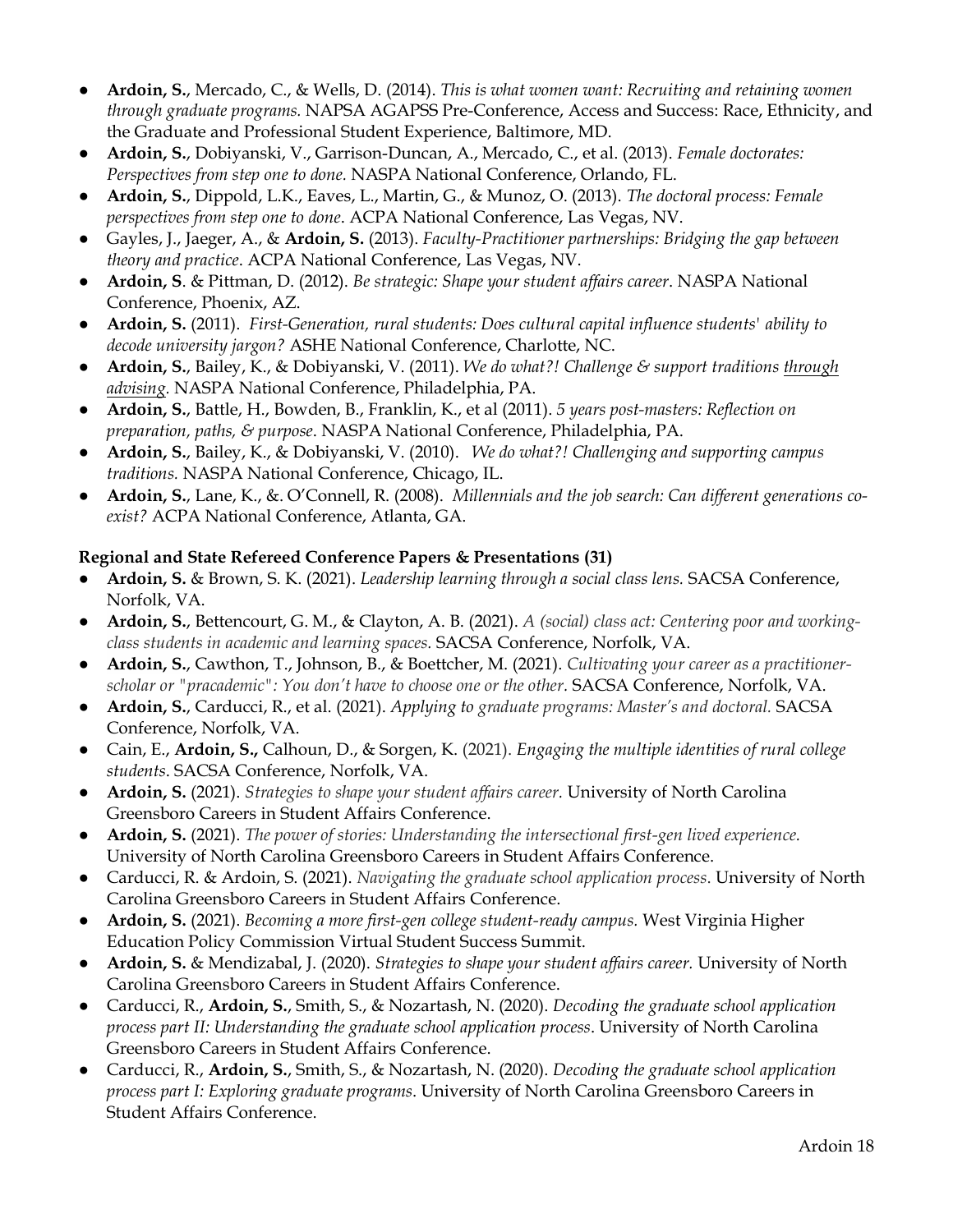- **Ardoin, S.**, Mercado, C., & Wells, D. (2014). *This is what women want: Recruiting and retaining women through graduate programs.* NAPSA AGAPSS Pre-Conference, Access and Success: Race, Ethnicity, and the Graduate and Professional Student Experience, Baltimore, MD.
- **Ardoin, S.**, Dobiyanski, V., Garrison-Duncan, A., Mercado, C., et al. (2013). *Female doctorates: Perspectives from step one to done.* NASPA National Conference, Orlando, FL.
- **Ardoin, S.**, Dippold, L.K., Eaves, L., Martin, G., & Munoz, O. (2013). *The doctoral process: Female perspectives from step one to done*. ACPA National Conference, Las Vegas, NV.
- Gayles, J., Jaeger, A., & **Ardoin, S.** (2013). *Faculty-Practitioner partnerships: Bridging the gap between theory and practice*. ACPA National Conference, Las Vegas, NV.
- **Ardoin, S**. & Pittman, D. (2012). *Be strategic: Shape your student affairs career*. NASPA National Conference, Phoenix, AZ.
- **Ardoin, S.** (2011). *First-Generation, rural students: Does cultural capital influence students' ability to decode university jargon?* ASHE National Conference, Charlotte, NC.
- **Ardoin, S.**, Bailey, K., & Dobiyanski, V. (2011). *We do what?! Challenge & support traditions through advising.* NASPA National Conference, Philadelphia, PA.
- **Ardoin, S.**, Battle, H., Bowden, B., Franklin, K., et al (2011). *5 years post-masters: Reflection on preparation, paths, & purpose*. NASPA National Conference, Philadelphia, PA.
- **Ardoin, S.**, Bailey, K., & Dobiyanski, V. (2010). *We do what?! Challenging and supporting campus traditions.* NASPA National Conference, Chicago, IL.
- **Ardoin, S.**, Lane, K., &. O'Connell, R. (2008). *Millennials and the job search: Can different generations co-exist?* ACPA National Conference, Atlanta, GA.

**Regional and State Refereed Conference Papers & Presentations (31)**

- **Ardoin, S.** & Brown, S. K. (2021). *Leadership learning through a social class lens.* SACSA Conference, Norfolk, VA.
- **Ardoin, S.**, Bettencourt, G. M., & Clayton, A. B. (2021). *A (social) class act: Centering poor and working-class students in academic and learning spaces*. SACSA Conference, Norfolk, VA.
- **Ardoin, S.**, Cawthon, T., Johnson, B., & Boettcher, M. (2021). *Cultivating your career as a practitioner-scholar or "pracademic": You don't have to choose one or the other*. SACSA Conference, Norfolk, VA.
- **Ardoin, S.**, Carducci, R., et al. (2021). *Applying to graduate programs: Master's and doctoral.* SACSA Conference, Norfolk, VA.
- Cain, E., **Ardoin, S.,** Calhoun, D., & Sorgen, K. (2021). *Engaging the multiple identities of rural college students*. SACSA Conference, Norfolk, VA.
- **Ardoin, S.** (2021). *Strategies to shape your student affairs career*. University of North Carolina Greensboro Careers in Student Affairs Conference.
- **Ardoin, S.** (2021). *The power of stories: Understanding the intersectional first-gen lived experience.* University of North Carolina Greensboro Careers in Student Affairs Conference.
- Carducci, R. & Ardoin, S. (2021). *Navigating the graduate school application process.* University of North Carolina Greensboro Careers in Student Affairs Conference.
- **Ardoin, S.** (2021). *Becoming a more first-gen college student-ready campus.* West Virginia Higher Education Policy Commission Virtual Student Success Summit.
- **Ardoin, S.** & Mendizabal, J. (2020). *Strategies to shape your student affairs career.* University of North Carolina Greensboro Careers in Student Affairs Conference.
- Carducci, R., **Ardoin, S.**, Smith, S., & Nozartash, N. (2020). *Decoding the graduate school application process part II: Understanding the graduate school application process*. University of North Carolina Greensboro Careers in Student Affairs Conference.
- Carducci, R., **Ardoin, S.**, Smith, S., & Nozartash, N. (2020). *Decoding the graduate school application process part I: Exploring graduate programs*. University of North Carolina Greensboro Careers in Student Affairs Conference.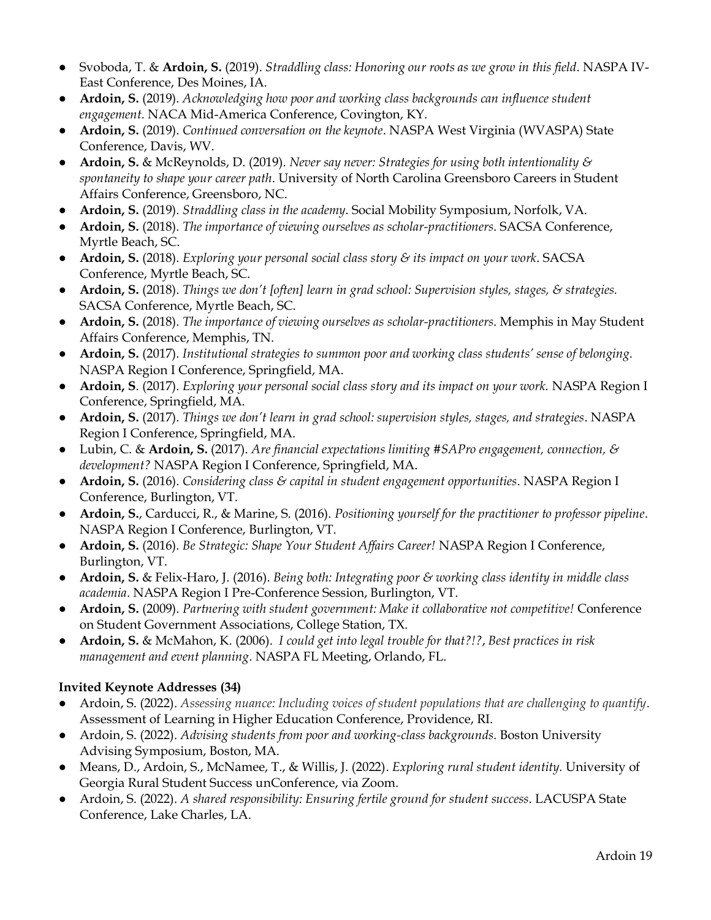- Svoboda, T. & **Ardoin, S.** (2019). *Straddling class: Honoring our roots as we grow in this field*. NASPA IV-East Conference, Des Moines, IA.
- **Ardoin, S.** (2019). *Acknowledging how poor and working class backgrounds can influence student engagement.* NACA Mid-America Conference, Covington, KY.
- **Ardoin, S.** (2019). *Continued conversation on the keynote*. NASPA West Virginia (WVASPA) State Conference, Davis, WV.
- **Ardoin, S.** & McReynolds, D. (2019). *Never say never: Strategies for using both intentionality & spontaneity to shape your career path*. University of North Carolina Greensboro Careers in Student Affairs Conference, Greensboro, NC.
- **Ardoin, S.** (2019). *Straddling class in the academy*. Social Mobility Symposium, Norfolk, VA.
- **Ardoin, S.** (2018). *The importance of viewing ourselves as scholar-practitioners*. SACSA Conference, Myrtle Beach, SC.
- **Ardoin, S.** (2018). *Exploring your personal social class story & its impact on your work*. SACSA Conference, Myrtle Beach, SC.
- **Ardoin, S.** (2018). *Things we don't [often] learn in grad school: Supervision styles, stages, & strategies.* SACSA Conference, Myrtle Beach, SC.
- **Ardoin, S.** (2018). *The importance of viewing ourselves as scholar-practitioners*. Memphis in May Student Affairs Conference, Memphis, TN.
- **Ardoin, S.** (2017). *Institutional strategies to summon poor and working class students' sense of belonging.* NASPA Region I Conference, Springfield, MA.
- **Ardoin, S**. (2017). *Exploring your personal social class story and its impact on your work.* NASPA Region I Conference, Springfield, MA.
- **Ardoin, S.** (2017). *Things we don't learn in grad school: supervision styles, stages, and strategies*. NASPA Region I Conference, Springfield, MA.
- Lubin, C. & **Ardoin, S.** (2017). *Are financial expectations limiting #SAPro engagement, connection, & development?* NASPA Region I Conference, Springfield, MA.
- **Ardoin, S.** (2016). *Considering class & capital in student engagement opportunities*. NASPA Region I Conference, Burlington, VT.
- **Ardoin, S.**, Carducci, R., & Marine, S. (2016). *Positioning yourself for the practitioner to professor pipeline*. NASPA Region I Conference, Burlington, VT.
- **Ardoin, S.** (2016). *Be Strategic: Shape Your Student Affairs Career!* NASPA Region I Conference, Burlington, VT.
- **Ardoin, S.** & Felix-Haro, J. (2016). *Being both: Integrating poor & working class identity in middle class academia*. NASPA Region I Pre-Conference Session, Burlington, VT.
- **Ardoin, S.** (2009). *Partnering with student government: Make it collaborative not competitive!* Conference on Student Government Associations, College Station, TX.
- **Ardoin, S.** & McMahon, K. (2006). *I could get into legal trouble for that?!?*, *Best practices in risk management and event planning*. NASPA FL Meeting, Orlando, FL.

**Invited Keynote Addresses (34)**

- Ardoin, S. (2022). *Assessing nuance: Including voices of student populations that are challenging to quantify*. Assessment of Learning in Higher Education Conference, Providence, RI.
- Ardoin, S. (2022). *Advising students from poor and working-class backgrounds*. Boston University Advising Symposium, Boston, MA.
- Means, D., Ardoin, S., McNamee, T., & Willis, J. (2022). *Exploring rural student identity.* University of Georgia Rural Student Success unConference, via Zoom.
- Ardoin, S. (2022). *A shared responsibility: Ensuring fertile ground for student success*. LACUSPA State Conference, Lake Charles, LA.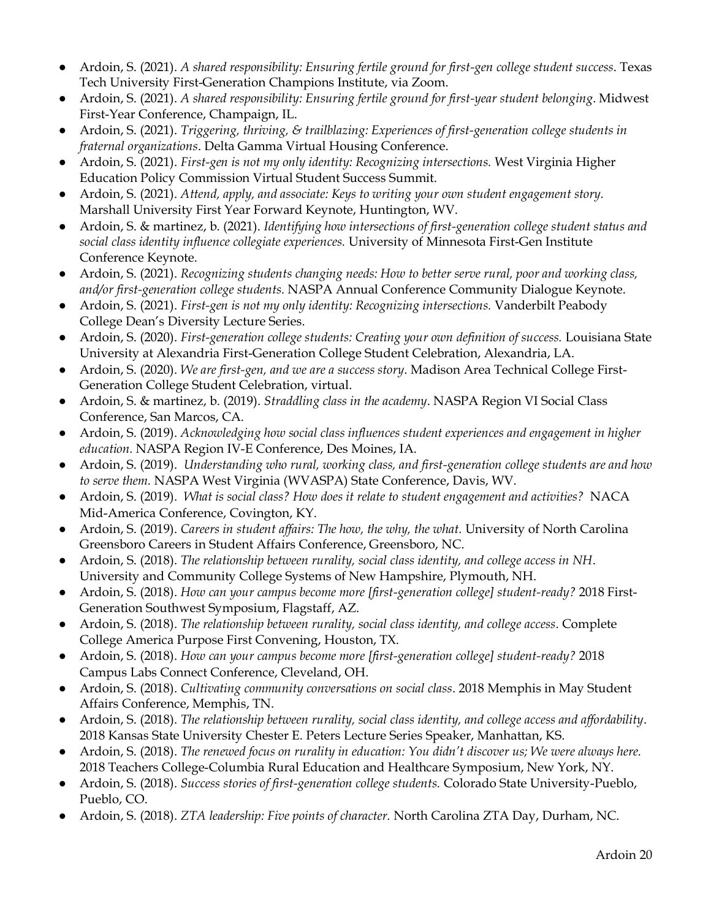- Ardoin, S. (2021). *A shared responsibility: Ensuring fertile ground for first-gen college student success*. Texas Tech University First-Generation Champions Institute, via Zoom.
- Ardoin, S. (2021). *A shared responsibility: Ensuring fertile ground for first-year student belonging*. Midwest First-Year Conference, Champaign, IL.
- Ardoin, S. (2021). *Triggering, thriving, & trailblazing: Experiences of first-generation college students in fraternal organizations*. Delta Gamma Virtual Housing Conference.
- Ardoin, S. (2021). *First-gen is not my only identity: Recognizing intersections.* West Virginia Higher Education Policy Commission Virtual Student Success Summit.
- Ardoin, S. (2021). *Attend, apply, and associate: Keys to writing your own student engagement story.* Marshall University First Year Forward Keynote, Huntington, WV.
- Ardoin, S. & martinez, b. (2021). *Identifying how intersections of first-generation college student status and social class identity influence collegiate experiences.* University of Minnesota First-Gen Institute Conference Keynote.
- Ardoin, S. (2021). *Recognizing students changing needs: How to better serve rural, poor and working class, and/or first-generation college students.* NASPA Annual Conference Community Dialogue Keynote.
- Ardoin, S. (2021). *First-gen is not my only identity: Recognizing intersections.* Vanderbilt Peabody College Dean's Diversity Lecture Series.
- Ardoin, S. (2020). *First-generation college students: Creating your own definition of success.* Louisiana State University at Alexandria First-Generation College Student Celebration, Alexandria, LA.
- Ardoin, S. (2020). *We are first-gen, and we are a success story*. Madison Area Technical College First-Generation College Student Celebration, virtual.
- Ardoin, S. & martinez, b. (2019). *Straddling class in the academy*. NASPA Region VI Social Class Conference, San Marcos, CA.
- Ardoin, S. (2019). *Acknowledging how social class influences student experiences and engagement in higher education.* NASPA Region IV-E Conference, Des Moines, IA.
- Ardoin, S. (2019). *Understanding who rural, working class, and first-generation college students are and how to serve them.* NASPA West Virginia (WVASPA) State Conference, Davis, WV.
- Ardoin, S. (2019). *What is social class? How does it relate to student engagement and activities?* NACA Mid-America Conference, Covington, KY.
- Ardoin, S. (2019). *Careers in student affairs: The how, the why, the what.* University of North Carolina Greensboro Careers in Student Affairs Conference, Greensboro, NC.
- Ardoin, S. (2018). *The relationship between rurality, social class identity, and college access in NH*. University and Community College Systems of New Hampshire, Plymouth, NH.
- Ardoin, S. (2018). *How can your campus become more [first-generation college] student-ready?* 2018 First-Generation Southwest Symposium, Flagstaff, AZ.
- Ardoin, S. (2018). *The relationship between rurality, social class identity, and college access*. Complete College America Purpose First Convening, Houston, TX.
- Ardoin, S. (2018). *How can your campus become more [first-generation college] student-ready?* 2018 Campus Labs Connect Conference, Cleveland, OH.
- Ardoin, S. (2018). *Cultivating community conversations on social class*. 2018 Memphis in May Student Affairs Conference, Memphis, TN.
- Ardoin, S. (2018). *The relationship between rurality, social class identity, and college access and affordability*. 2018 Kansas State University Chester E. Peters Lecture Series Speaker, Manhattan, KS.
- Ardoin, S. (2018). *The renewed focus on rurality in education: You didn't discover us; We were always here.* 2018 Teachers College-Columbia Rural Education and Healthcare Symposium, New York, NY.
- Ardoin, S. (2018). *Success stories of first-generation college students.* Colorado State University-Pueblo, Pueblo, CO.
- Ardoin, S. (2018). *ZTA leadership: Five points of character.* North Carolina ZTA Day, Durham, NC.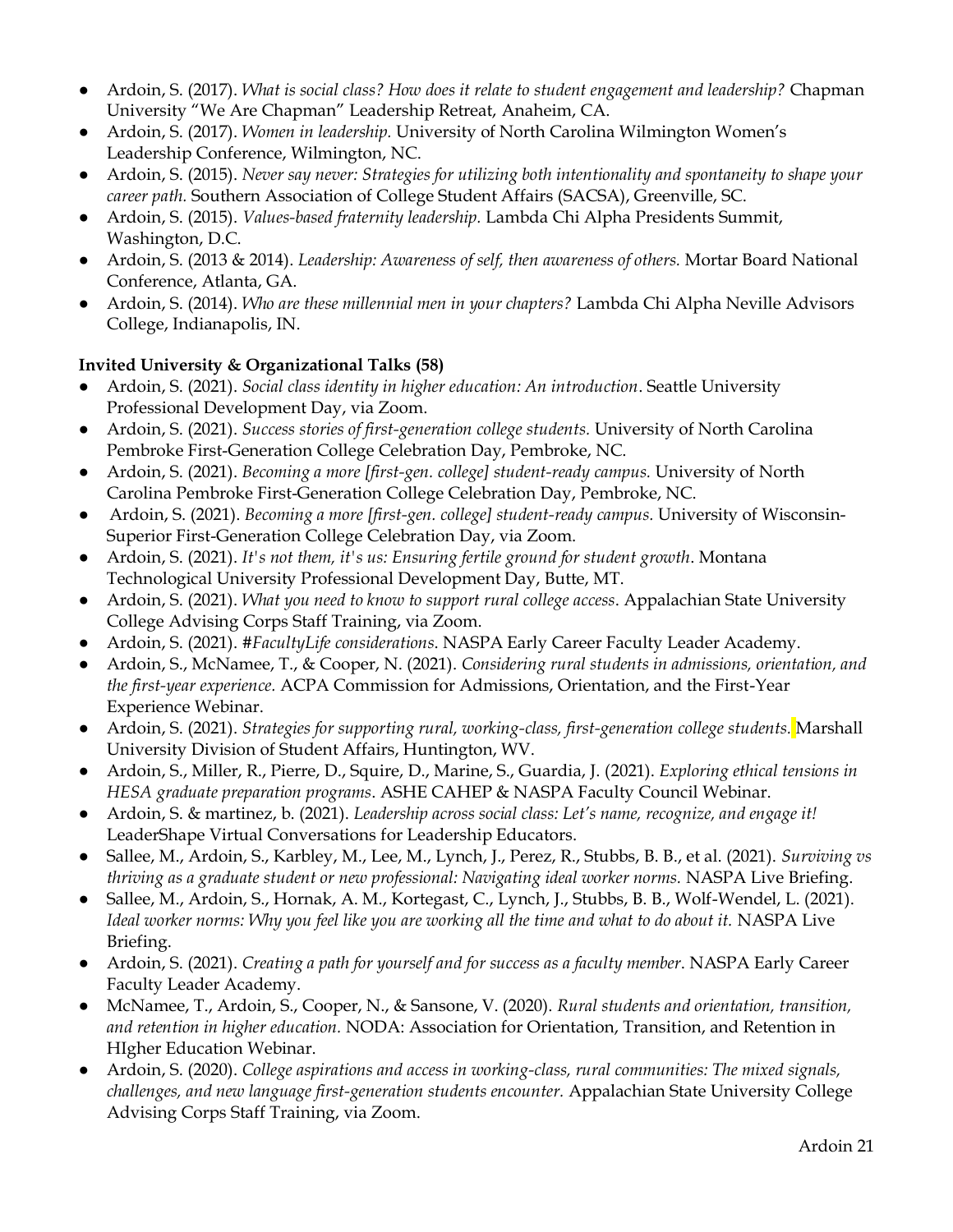- Ardoin, S. (2017). *What is social class? How does it relate to student engagement and leadership?* Chapman University "We Are Chapman" Leadership Retreat, Anaheim, CA.
- Ardoin, S. (2017). *Women in leadership.* University of North Carolina Wilmington Women's Leadership Conference, Wilmington, NC.
- Ardoin, S. (2015). *Never say never: Strategies for utilizing both intentionality and spontaneity to shape your career path.* Southern Association of College Student Affairs (SACSA), Greenville, SC.
- Ardoin, S. (2015). *Values-based fraternity leadership.* Lambda Chi Alpha Presidents Summit, Washington, D.C.
- Ardoin, S. (2013 & 2014). *Leadership: Awareness of self, then awareness of others.* Mortar Board National Conference, Atlanta, GA.
- Ardoin, S. (2014). *Who are these millennial men in your chapters?* Lambda Chi Alpha Neville Advisors College, Indianapolis, IN.

**Invited University & Organizational Talks (58)**

- Ardoin, S. (2021). *Social class identity in higher education: An introduction*. Seattle University Professional Development Day, via Zoom.
- Ardoin, S. (2021). *Success stories of first-generation college students.* University of North Carolina Pembroke First-Generation College Celebration Day, Pembroke, NC.
- Ardoin, S. (2021). *Becoming a more [first-gen. college] student-ready campus.* University of North Carolina Pembroke First-Generation College Celebration Day, Pembroke, NC.
- Ardoin, S. (2021). *Becoming a more [first-gen. college] student-ready campus.* University of Wisconsin-Superior First-Generation College Celebration Day, via Zoom.
- Ardoin, S. (2021). *It's not them, it's us: Ensuring fertile ground for student growth*. Montana Technological University Professional Development Day, Butte, MT.
- Ardoin, S. (2021). *What you need to know to support rural college access*. Appalachian State University College Advising Corps Staff Training, via Zoom.
- Ardoin, S. (2021). *#FacultyLife considerations*. NASPA Early Career Faculty Leader Academy.
- Ardoin, S., McNamee, T., & Cooper, N. (2021). *Considering rural students in admissions, orientation, and the first-year experience.* ACPA Commission for Admissions, Orientation, and the First-Year Experience Webinar.
- Ardoin, S. (2021). *Strategies for supporting rural, working-class, first-generation college students.* Marshall University Division of Student Affairs, Huntington, WV.
- Ardoin, S., Miller, R., Pierre, D., Squire, D., Marine, S., Guardia, J. (2021). *Exploring ethical tensions in HESA graduate preparation programs*. ASHE CAHEP & NASPA Faculty Council Webinar.
- Ardoin, S. & martinez, b. (2021). *Leadership across social class: Let's name, recognize, and engage it!* LeaderShape Virtual Conversations for Leadership Educators.
- Sallee, M., Ardoin, S., Karbley, M., Lee, M., Lynch, J., Perez, R., Stubbs, B. B., et al. (2021). *Surviving vs thriving as a graduate student or new professional: Navigating ideal worker norms.* NASPA Live Briefing.
- Sallee, M., Ardoin, S., Hornak, A. M., Kortegast, C., Lynch, J., Stubbs, B. B., Wolf-Wendel, L. (2021). *Ideal worker norms: Why you feel like you are working all the time and what to do about it.* NASPA Live Briefing.
- Ardoin, S. (2021). *Creating a path for yourself and for success as a faculty member*. NASPA Early Career Faculty Leader Academy.
- McNamee, T., Ardoin, S., Cooper, N., & Sansone, V. (2020). *Rural students and orientation, transition, and retention in higher education.* NODA: Association for Orientation, Transition, and Retention in HIgher Education Webinar.
- Ardoin, S. (2020). *College aspirations and access in working-class, rural communities: The mixed signals, challenges, and new language first-generation students encounter.* Appalachian State University College Advising Corps Staff Training, via Zoom.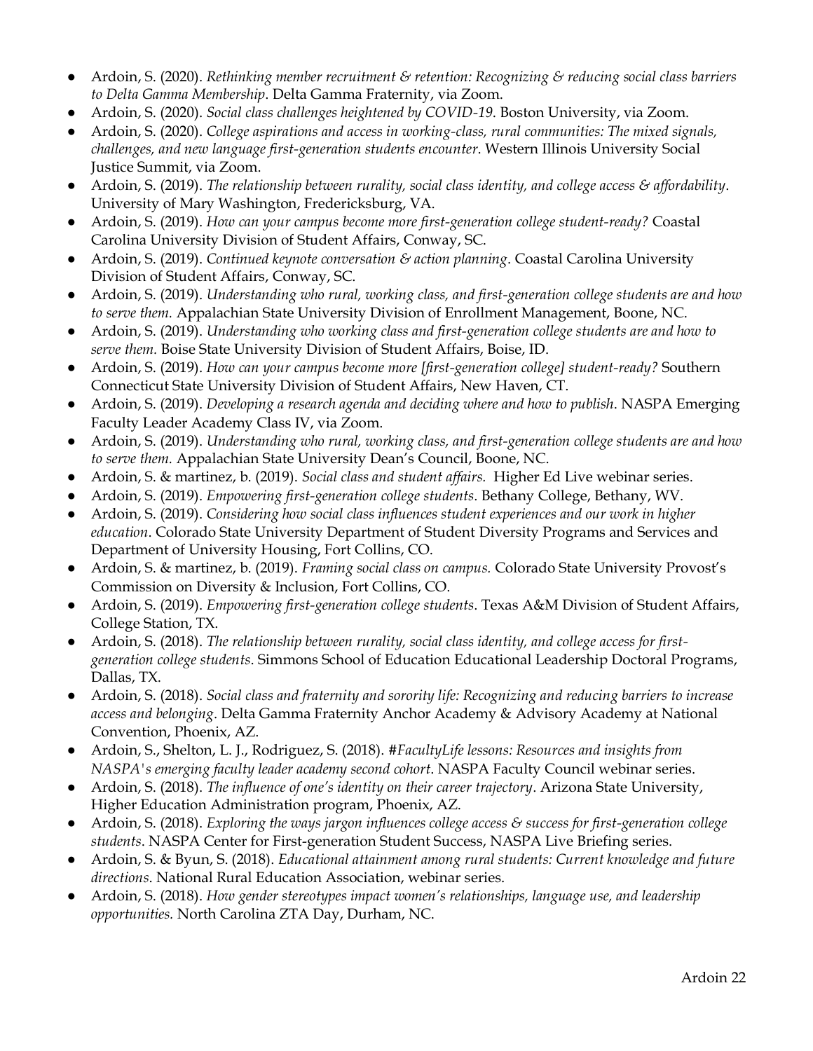- Ardoin, S. (2020). *Rethinking member recruitment & retention: Recognizing & reducing social class barriers to Delta Gamma Membership*. Delta Gamma Fraternity, via Zoom.
- Ardoin, S. (2020). *Social class challenges heightened by COVID-19*. Boston University, via Zoom.
- Ardoin, S. (2020). *College aspirations and access in working-class, rural communities: The mixed signals, challenges, and new language first-generation students encounter*. Western Illinois University Social Justice Summit, via Zoom.
- Ardoin, S. (2019). *The relationship between rurality, social class identity, and college access & affordability*. University of Mary Washington, Fredericksburg, VA.
- Ardoin, S. (2019). *How can your campus become more first-generation college student-ready?* Coastal Carolina University Division of Student Affairs, Conway, SC.
- Ardoin, S. (2019). *Continued keynote conversation & action planning*. Coastal Carolina University Division of Student Affairs, Conway, SC.
- Ardoin, S. (2019). *Understanding who rural, working class, and first-generation college students are and how to serve them.* Appalachian State University Division of Enrollment Management, Boone, NC.
- Ardoin, S. (2019). *Understanding who working class and first-generation college students are and how to serve them.* Boise State University Division of Student Affairs, Boise, ID.
- Ardoin, S. (2019). *How can your campus become more [first-generation college] student-ready?* Southern Connecticut State University Division of Student Affairs, New Haven, CT.
- Ardoin, S. (2019). *Developing a research agenda and deciding where and how to publish*. NASPA Emerging Faculty Leader Academy Class IV, via Zoom.
- Ardoin, S. (2019). *Understanding who rural, working class, and first-generation college students are and how to serve them.* Appalachian State University Dean's Council, Boone, NC.
- Ardoin, S. & martinez, b. (2019). *Social class and student affairs.* Higher Ed Live webinar series.
- Ardoin, S. (2019). *Empowering first-generation college students*. Bethany College, Bethany, WV.
- Ardoin, S. (2019). *Considering how social class influences student experiences and our work in higher education*. Colorado State University Department of Student Diversity Programs and Services and Department of University Housing, Fort Collins, CO.
- Ardoin, S. & martinez, b. (2019). *Framing social class on campus.* Colorado State University Provost's Commission on Diversity & Inclusion, Fort Collins, CO.
- Ardoin, S. (2019). *Empowering first-generation college students*. Texas A&M Division of Student Affairs, College Station, TX.
- Ardoin, S. (2018). *The relationship between rurality, social class identity, and college access for first-generation college students*. Simmons School of Education Educational Leadership Doctoral Programs, Dallas, TX.
- Ardoin, S. (2018). *Social class and fraternity and sorority life: Recognizing and reducing barriers to increase access and belonging*. Delta Gamma Fraternity Anchor Academy & Advisory Academy at National Convention, Phoenix, AZ.
- Ardoin, S., Shelton, L. J., Rodriguez, S. (2018). *#FacultyLife lessons: Resources and insights from NASPA's emerging faculty leader academy second cohort*. NASPA Faculty Council webinar series.
- Ardoin, S. (2018). *The influence of one's identity on their career trajectory*. Arizona State University, Higher Education Administration program, Phoenix, AZ.
- Ardoin, S. (2018). *Exploring the ways jargon influences college access & success for first-generation college students*. NASPA Center for First-generation Student Success, NASPA Live Briefing series.
- Ardoin, S. & Byun, S. (2018). *Educational attainment among rural students: Current knowledge and future directions.* National Rural Education Association, webinar series.
- Ardoin, S. (2018). *How gender stereotypes impact women's relationships, language use, and leadership opportunities.* North Carolina ZTA Day, Durham, NC.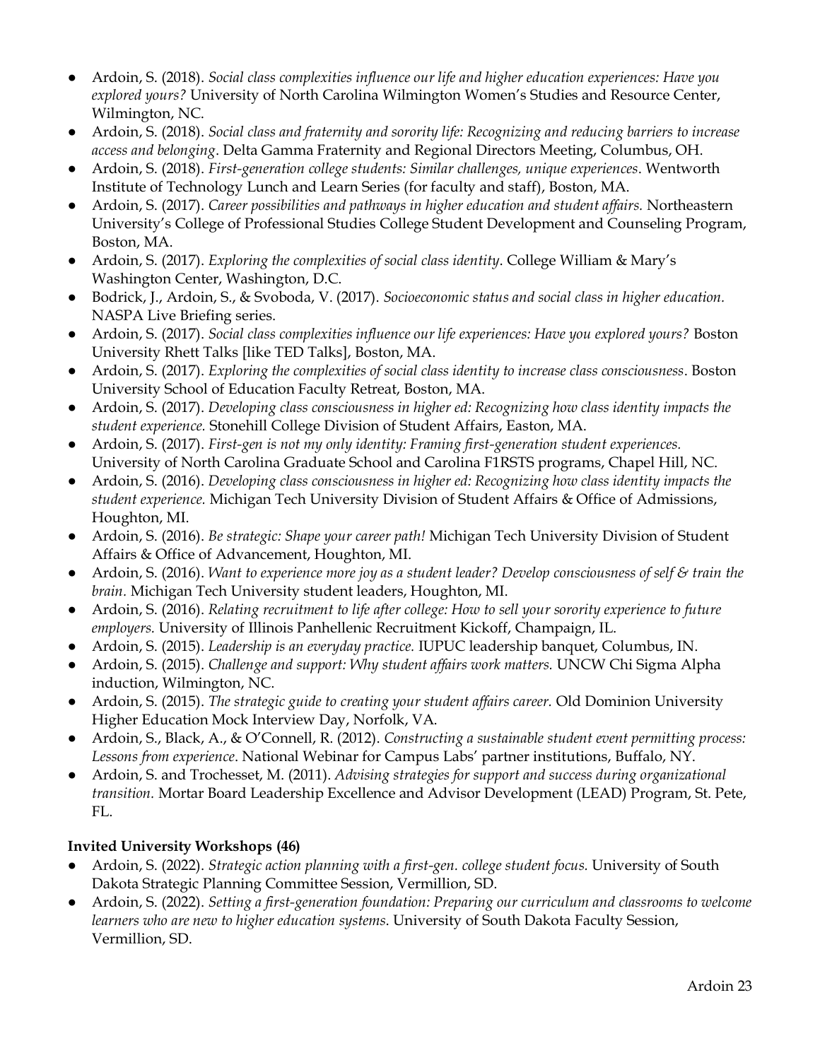- Ardoin, S. (2018). *Social class complexities influence our life and higher education experiences: Have you explored yours?* University of North Carolina Wilmington Women's Studies and Resource Center, Wilmington, NC.
- Ardoin, S. (2018). *Social class and fraternity and sorority life: Recognizing and reducing barriers to increase access and belonging*. Delta Gamma Fraternity and Regional Directors Meeting, Columbus, OH.
- Ardoin, S. (2018). *First-generation college students: Similar challenges, unique experiences*. Wentworth Institute of Technology Lunch and Learn Series (for faculty and staff), Boston, MA.
- Ardoin, S. (2017). *Career possibilities and pathways in higher education and student affairs.* Northeastern University's College of Professional Studies College Student Development and Counseling Program, Boston, MA.
- Ardoin, S. (2017). *Exploring the complexities of social class identity*. College William & Mary's Washington Center, Washington, D.C.
- Bodrick, J., Ardoin, S., & Svoboda, V. (2017). *Socioeconomic status and social class in higher education.* NASPA Live Briefing series.
- Ardoin, S. (2017). *Social class complexities influence our life experiences: Have you explored yours?* Boston University Rhett Talks [like TED Talks], Boston, MA.
- Ardoin, S. (2017). *Exploring the complexities of social class identity to increase class consciousness*. Boston University School of Education Faculty Retreat, Boston, MA.
- Ardoin, S. (2017). *Developing class consciousness in higher ed: Recognizing how class identity impacts the student experience.* Stonehill College Division of Student Affairs, Easton, MA.
- Ardoin, S. (2017). *First-gen is not my only identity: Framing first-generation student experiences.* University of North Carolina Graduate School and Carolina F1RSTS programs, Chapel Hill, NC.
- Ardoin, S. (2016). *Developing class consciousness in higher ed: Recognizing how class identity impacts the student experience.* Michigan Tech University Division of Student Affairs & Office of Admissions, Houghton, MI.
- Ardoin, S. (2016). *Be strategic: Shape your career path!* Michigan Tech University Division of Student Affairs & Office of Advancement, Houghton, MI.
- Ardoin, S. (2016). *Want to experience more joy as a student leader? Develop consciousness of self & train the brain.* Michigan Tech University student leaders, Houghton, MI.
- Ardoin, S. (2016). *Relating recruitment to life after college: How to sell your sorority experience to future employers.* University of Illinois Panhellenic Recruitment Kickoff, Champaign, IL.
- Ardoin, S. (2015). *Leadership is an everyday practice.* IUPUC leadership banquet, Columbus, IN.
- Ardoin, S. (2015). *Challenge and support: Why student affairs work matters.* UNCW Chi Sigma Alpha induction, Wilmington, NC.
- Ardoin, S. (2015). *The strategic guide to creating your student affairs career.* Old Dominion University Higher Education Mock Interview Day, Norfolk, VA.
- Ardoin, S., Black, A., & O'Connell, R. (2012). *Constructing a sustainable student event permitting process: Lessons from experience*. National Webinar for Campus Labs' partner institutions, Buffalo, NY.
- Ardoin, S. and Trochesset, M. (2011). *Advising strategies for support and success during organizational transition.* Mortar Board Leadership Excellence and Advisor Development (LEAD) Program, St. Pete, FL.

**Invited University Workshops (46)**

- Ardoin, S. (2022). *Strategic action planning with a first-gen. college student focus.* University of South Dakota Strategic Planning Committee Session, Vermillion, SD.
- Ardoin, S. (2022). *Setting a first-generation foundation: Preparing our curriculum and classrooms to welcome learners who are new to higher education systems*. University of South Dakota Faculty Session, Vermillion, SD.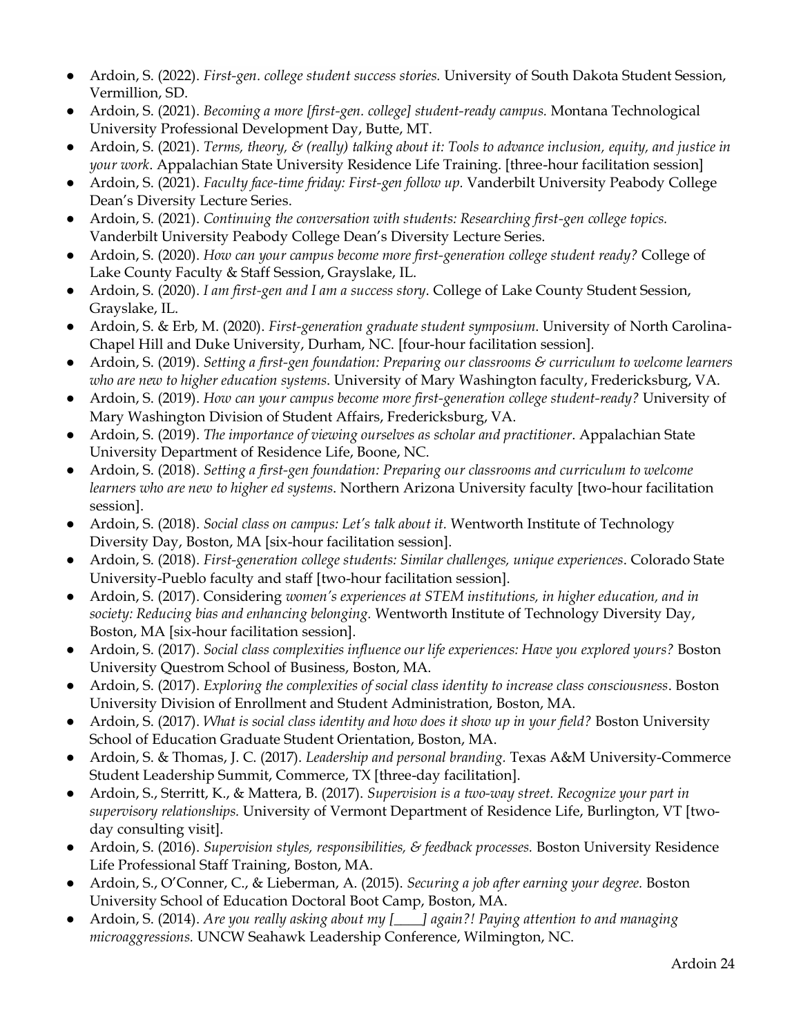- Ardoin, S. (2022). *First-gen. college student success stories.* University of South Dakota Student Session, Vermillion, SD.
- Ardoin, S. (2021). *Becoming a more [first-gen. college] student-ready campus.* Montana Technological University Professional Development Day, Butte, MT.
- Ardoin, S. (2021). *Terms, theory, & (really) talking about it: Tools to advance inclusion, equity, and justice in your work*. Appalachian State University Residence Life Training. [three-hour facilitation session]
- Ardoin, S. (2021). *Faculty face-time friday: First-gen follow up.* Vanderbilt University Peabody College Dean's Diversity Lecture Series.
- Ardoin, S. (2021). *Continuing the conversation with students: Researching first-gen college topics.* Vanderbilt University Peabody College Dean's Diversity Lecture Series.
- Ardoin, S. (2020). *How can your campus become more first-generation college student ready?* College of Lake County Faculty & Staff Session, Grayslake, IL.
- Ardoin, S. (2020). *I am first-gen and I am a success story*. College of Lake County Student Session, Grayslake, IL.
- Ardoin, S. & Erb, M. (2020). *First-generation graduate student symposium*. University of North Carolina-Chapel Hill and Duke University, Durham, NC. [four-hour facilitation session].
- Ardoin, S. (2019). *Setting a first-gen foundation: Preparing our classrooms & curriculum to welcome learners who are new to higher education systems*. University of Mary Washington faculty, Fredericksburg, VA.
- Ardoin, S. (2019). *How can your campus become more first-generation college student-ready?* University of Mary Washington Division of Student Affairs, Fredericksburg, VA.
- Ardoin, S. (2019). *The importance of viewing ourselves as scholar and practitioner*. Appalachian State University Department of Residence Life, Boone, NC.
- Ardoin, S. (2018). *Setting a first-gen foundation: Preparing our classrooms and curriculum to welcome learners who are new to higher ed systems*. Northern Arizona University faculty [two-hour facilitation session].
- Ardoin, S. (2018). *Social class on campus: Let's talk about it.* Wentworth Institute of Technology Diversity Day, Boston, MA [six-hour facilitation session].
- Ardoin, S. (2018). *First-generation college students: Similar challenges, unique experiences*. Colorado State University-Pueblo faculty and staff [two-hour facilitation session].
- Ardoin, S. (2017). Considering *women's experiences at STEM institutions, in higher education, and in society: Reducing bias and enhancing belonging.* Wentworth Institute of Technology Diversity Day, Boston, MA [six-hour facilitation session].
- Ardoin, S. (2017). *Social class complexities influence our life experiences: Have you explored yours?* Boston University Questrom School of Business, Boston, MA.
- Ardoin, S. (2017). *Exploring the complexities of social class identity to increase class consciousness*. Boston University Division of Enrollment and Student Administration, Boston, MA.
- Ardoin, S. (2017). *What is social class identity and how does it show up in your field?* Boston University School of Education Graduate Student Orientation, Boston, MA.
- Ardoin, S. & Thomas, J. C. (2017). *Leadership and personal branding.* Texas A&M University-Commerce Student Leadership Summit, Commerce, TX [three-day facilitation].
- Ardoin, S., Sterritt, K., & Mattera, B. (2017). *Supervision is a two-way street. Recognize your part in supervisory relationships.* University of Vermont Department of Residence Life, Burlington, VT [two-day consulting visit].
- Ardoin, S. (2016). *Supervision styles, responsibilities, & feedback processes.* Boston University Residence Life Professional Staff Training, Boston, MA.
- Ardoin, S., O'Conner, C., & Lieberman, A. (2015). *Securing a job after earning your degree.* Boston University School of Education Doctoral Boot Camp, Boston, MA.
- Ardoin, S. (2014). *Are you really asking about my [____] again?! Paying attention to and managing microaggressions.* UNCW Seahawk Leadership Conference, Wilmington, NC.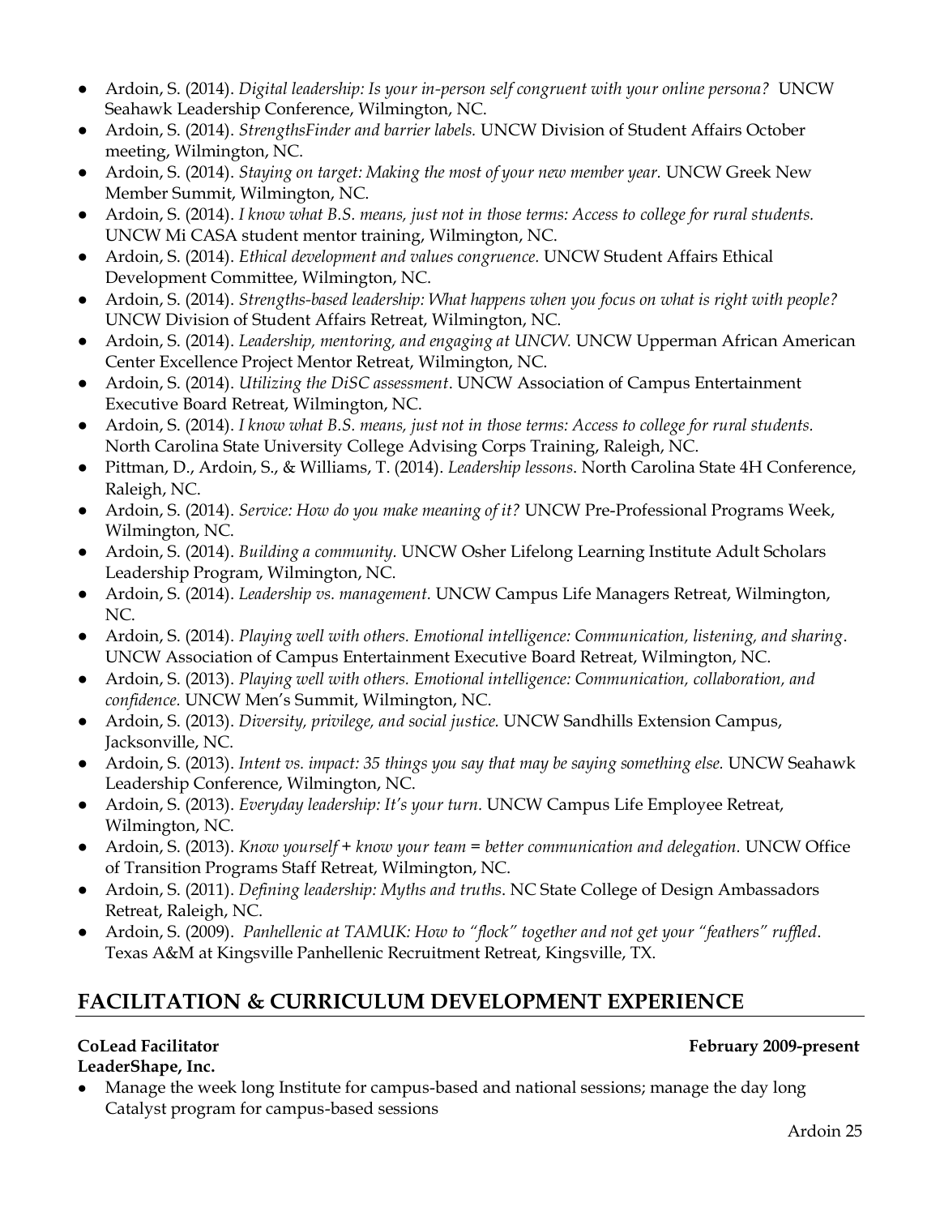- Ardoin, S. (2014). *Digital leadership: Is your in-person self congruent with your online persona?* UNCW Seahawk Leadership Conference, Wilmington, NC.
- Ardoin, S. (2014). *StrengthsFinder and barrier labels.* UNCW Division of Student Affairs October meeting, Wilmington, NC.
- Ardoin, S. (2014). *Staying on target: Making the most of your new member year.* UNCW Greek New Member Summit, Wilmington, NC.
- Ardoin, S. (2014). *I know what B.S. means, just not in those terms: Access to college for rural students.* UNCW Mi CASA student mentor training, Wilmington, NC.
- Ardoin, S. (2014). *Ethical development and values congruence.* UNCW Student Affairs Ethical Development Committee, Wilmington, NC.
- Ardoin, S. (2014). *Strengths-based leadership: What happens when you focus on what is right with people?* UNCW Division of Student Affairs Retreat, Wilmington, NC.
- Ardoin, S. (2014). *Leadership, mentoring, and engaging at UNCW.* UNCW Upperman African American Center Excellence Project Mentor Retreat, Wilmington, NC.
- Ardoin, S. (2014). *Utilizing the DiSC assessment*. UNCW Association of Campus Entertainment Executive Board Retreat, Wilmington, NC.
- Ardoin, S. (2014). *I know what B.S. means, just not in those terms: Access to college for rural students.* North Carolina State University College Advising Corps Training, Raleigh, NC.
- Pittman, D., Ardoin, S., & Williams, T. (2014). *Leadership lessons*. North Carolina State 4H Conference, Raleigh, NC.
- Ardoin, S. (2014). *Service: How do you make meaning of it?* UNCW Pre-Professional Programs Week, Wilmington, NC.
- Ardoin, S. (2014). *Building a community.* UNCW Osher Lifelong Learning Institute Adult Scholars Leadership Program, Wilmington, NC.
- Ardoin, S. (2014). *Leadership vs. management.* UNCW Campus Life Managers Retreat, Wilmington, NC.
- Ardoin, S. (2014). *Playing well with others. Emotional intelligence: Communication, listening, and sharing*. UNCW Association of Campus Entertainment Executive Board Retreat, Wilmington, NC.
- Ardoin, S. (2013). *Playing well with others. Emotional intelligence: Communication, collaboration, and confidence.* UNCW Men's Summit, Wilmington, NC.
- Ardoin, S. (2013). *Diversity, privilege, and social justice.* UNCW Sandhills Extension Campus, Jacksonville, NC.
- Ardoin, S. (2013). *Intent vs. impact: 35 things you say that may be saying something else.* UNCW Seahawk Leadership Conference, Wilmington, NC.
- Ardoin, S. (2013). *Everyday leadership: It's your turn.* UNCW Campus Life Employee Retreat, Wilmington, NC.
- Ardoin, S. (2013). *Know yourself + know your team = better communication and delegation.* UNCW Office of Transition Programs Staff Retreat, Wilmington, NC.
- Ardoin, S. (2011). *Defining leadership: Myths and truths*. NC State College of Design Ambassadors Retreat, Raleigh, NC.
- Ardoin, S. (2009). *Panhellenic at TAMUK: How to "flock" together and not get your "feathers" ruffled*. Texas A&M at Kingsville Panhellenic Recruitment Retreat, Kingsville, TX.

## FACILITATION & CURRICULUM DEVELOPMENT EXPERIENCE

**CoLead Facilitator** **February 2009-present**
**LeaderShape, Inc.**

- Manage the week long Institute for campus-based and national sessions; manage the day long Catalyst program for campus-based sessions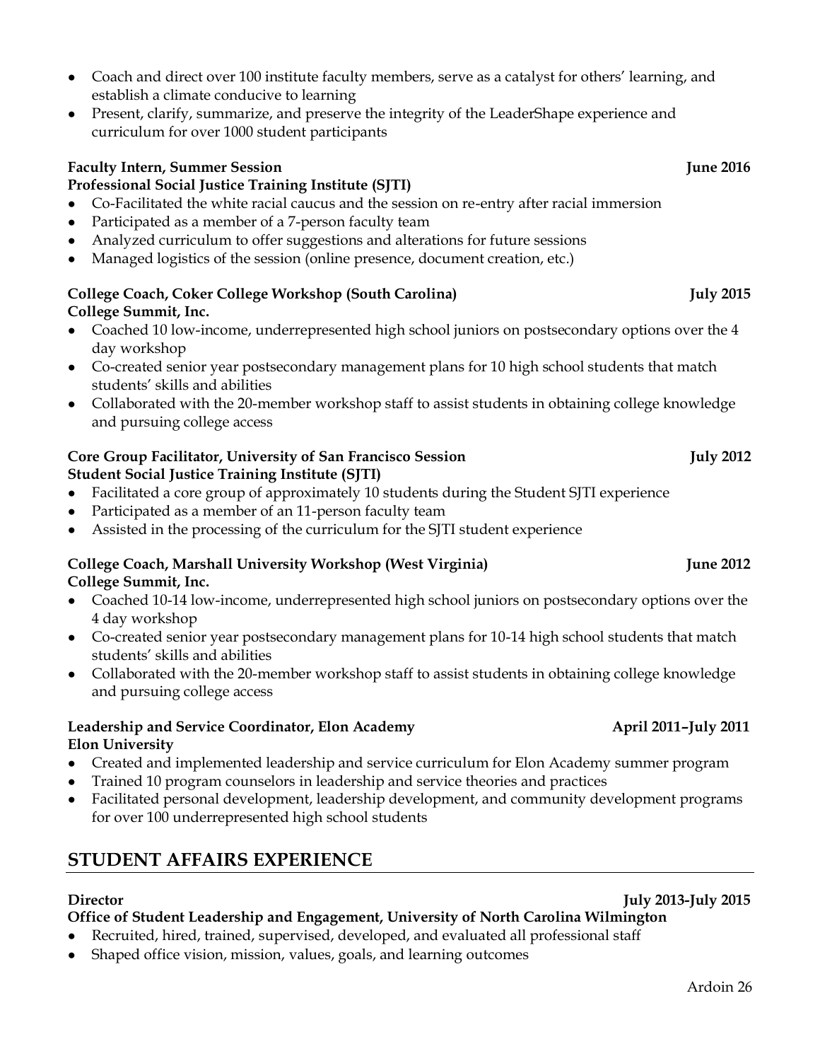- Coach and direct over 100 institute faculty members, serve as a catalyst for others' learning, and establish a climate conducive to learning
- Present, clarify, summarize, and preserve the integrity of the LeaderShape experience and curriculum for over 1000 student participants

**Faculty Intern, Summer Session** **June 2016**
**Professional Social Justice Training Institute (SJTI)**
- Co-Facilitated the white racial caucus and the session on re-entry after racial immersion
- Participated as a member of a 7-person faculty team
- Analyzed curriculum to offer suggestions and alterations for future sessions
- Managed logistics of the session (online presence, document creation, etc.)

**College Coach, Coker College Workshop (South Carolina)** **July 2015**
**College Summit, Inc.**
- Coached 10 low-income, underrepresented high school juniors on postsecondary options over the 4 day workshop
- Co-created senior year postsecondary management plans for 10 high school students that match students' skills and abilities
- Collaborated with the 20-member workshop staff to assist students in obtaining college knowledge and pursuing college access

**Core Group Facilitator, University of San Francisco Session** **July 2012**
**Student Social Justice Training Institute (SJTI)**
- Facilitated a core group of approximately 10 students during the Student SJTI experience
- Participated as a member of an 11-person faculty team
- Assisted in the processing of the curriculum for the SJTI student experience

**College Coach, Marshall University Workshop (West Virginia)** **June 2012**
**College Summit, Inc.**
- Coached 10-14 low-income, underrepresented high school juniors on postsecondary options over the 4 day workshop
- Co-created senior year postsecondary management plans for 10-14 high school students that match students' skills and abilities
- Collaborated with the 20-member workshop staff to assist students in obtaining college knowledge and pursuing college access

**Leadership and Service Coordinator, Elon Academy** **April 2011–July 2011**
**Elon University**
- Created and implemented leadership and service curriculum for Elon Academy summer program
- Trained 10 program counselors in leadership and service theories and practices
- Facilitated personal development, leadership development, and community development programs for over 100 underrepresented high school students

## STUDENT AFFAIRS EXPERIENCE

**Director** **July 2013-July 2015**
**Office of Student Leadership and Engagement, University of North Carolina Wilmington**
- Recruited, hired, trained, supervised, developed, and evaluated all professional staff
- Shaped office vision, mission, values, goals, and learning outcomes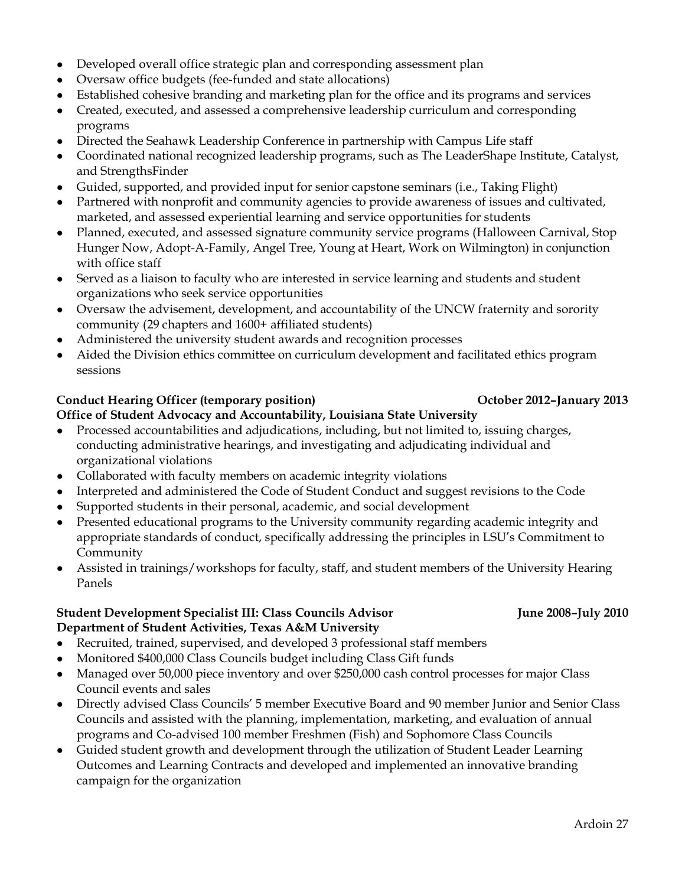- Developed overall office strategic plan and corresponding assessment plan
- Oversaw office budgets (fee-funded and state allocations)
- Established cohesive branding and marketing plan for the office and its programs and services
- Created, executed, and assessed a comprehensive leadership curriculum and corresponding programs
- Directed the Seahawk Leadership Conference in partnership with Campus Life staff
- Coordinated national recognized leadership programs, such as The LeaderShape Institute, Catalyst, and StrengthsFinder
- Guided, supported, and provided input for senior capstone seminars (i.e., Taking Flight)
- Partnered with nonprofit and community agencies to provide awareness of issues and cultivated, marketed, and assessed experiential learning and service opportunities for students
- Planned, executed, and assessed signature community service programs (Halloween Carnival, Stop Hunger Now, Adopt-A-Family, Angel Tree, Young at Heart, Work on Wilmington) in conjunction with office staff
- Served as a liaison to faculty who are interested in service learning and students and student organizations who seek service opportunities
- Oversaw the advisement, development, and accountability of the UNCW fraternity and sorority community (29 chapters and 1600+ affiliated students)
- Administered the university student awards and recognition processes
- Aided the Division ethics committee on curriculum development and facilitated ethics program sessions

**Conduct Hearing Officer (temporary position)** **October 2012–January 2013**
**Office of Student Advocacy and Accountability, Louisiana State University**

- Processed accountabilities and adjudications, including, but not limited to, issuing charges, conducting administrative hearings, and investigating and adjudicating individual and organizational violations
- Collaborated with faculty members on academic integrity violations
- Interpreted and administered the Code of Student Conduct and suggest revisions to the Code
- Supported students in their personal, academic, and social development
- Presented educational programs to the University community regarding academic integrity and appropriate standards of conduct, specifically addressing the principles in LSU's Commitment to Community
- Assisted in trainings/workshops for faculty, staff, and student members of the University Hearing Panels

**Student Development Specialist III: Class Councils Advisor** **June 2008–July 2010**
**Department of Student Activities, Texas A&M University**

- Recruited, trained, supervised, and developed 3 professional staff members
- Monitored $400,000 Class Councils budget including Class Gift funds
- Managed over 50,000 piece inventory and over $250,000 cash control processes for major Class Council events and sales
- Directly advised Class Councils' 5 member Executive Board and 90 member Junior and Senior Class Councils and assisted with the planning, implementation, marketing, and evaluation of annual programs and Co-advised 100 member Freshmen (Fish) and Sophomore Class Councils
- Guided student growth and development through the utilization of Student Leader Learning Outcomes and Learning Contracts and developed and implemented an innovative branding campaign for the organization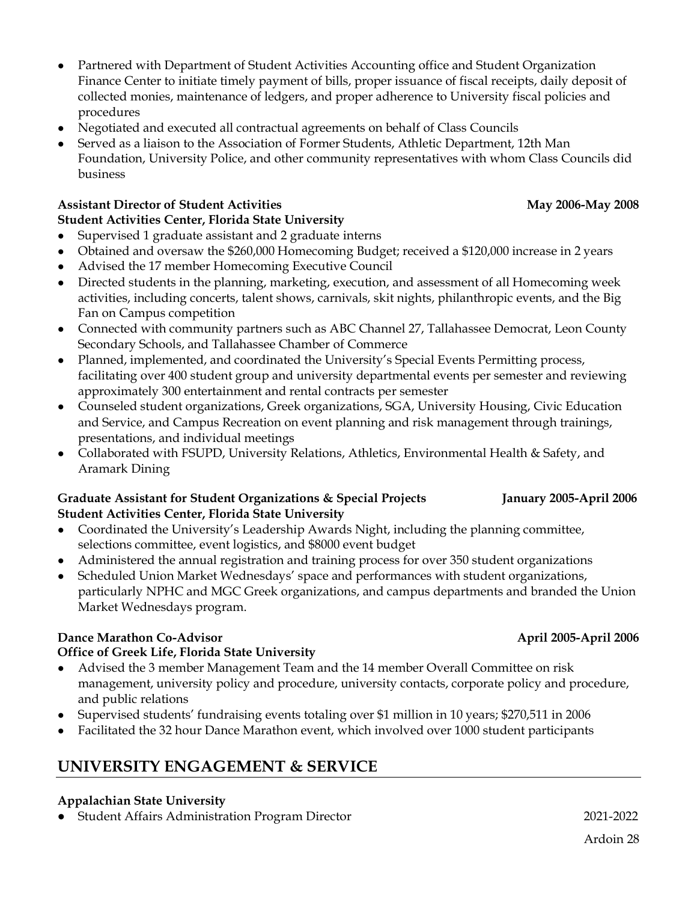- Partnered with Department of Student Activities Accounting office and Student Organization Finance Center to initiate timely payment of bills, proper issuance of fiscal receipts, daily deposit of collected monies, maintenance of ledgers, and proper adherence to University fiscal policies and procedures
- Negotiated and executed all contractual agreements on behalf of Class Councils
- Served as a liaison to the Association of Former Students, Athletic Department, 12th Man Foundation, University Police, and other community representatives with whom Class Councils did business

**Assistant Director of Student Activities** **May 2006-May 2008**
**Student Activities Center, Florida State University**

- Supervised 1 graduate assistant and 2 graduate interns
- Obtained and oversaw the $260,000 Homecoming Budget; received a $120,000 increase in 2 years
- Advised the 17 member Homecoming Executive Council
- Directed students in the planning, marketing, execution, and assessment of all Homecoming week activities, including concerts, talent shows, carnivals, skit nights, philanthropic events, and the Big Fan on Campus competition
- Connected with community partners such as ABC Channel 27, Tallahassee Democrat, Leon County Secondary Schools, and Tallahassee Chamber of Commerce
- Planned, implemented, and coordinated the University's Special Events Permitting process, facilitating over 400 student group and university departmental events per semester and reviewing approximately 300 entertainment and rental contracts per semester
- Counseled student organizations, Greek organizations, SGA, University Housing, Civic Education and Service, and Campus Recreation on event planning and risk management through trainings, presentations, and individual meetings
- Collaborated with FSUPD, University Relations, Athletics, Environmental Health & Safety, and Aramark Dining

**Graduate Assistant for Student Organizations & Special Projects** **January 2005-April 2006**
**Student Activities Center, Florida State University**

- Coordinated the University's Leadership Awards Night, including the planning committee, selections committee, event logistics, and $8000 event budget
- Administered the annual registration and training process for over 350 student organizations
- Scheduled Union Market Wednesdays' space and performances with student organizations, particularly NPHC and MGC Greek organizations, and campus departments and branded the Union Market Wednesdays program.

**Dance Marathon Co-Advisor** **April 2005-April 2006**
**Office of Greek Life, Florida State University**

- Advised the 3 member Management Team and the 14 member Overall Committee on risk management, university policy and procedure, university contacts, corporate policy and procedure, and public relations
- Supervised students' fundraising events totaling over $1 million in 10 years; $270,511 in 2006
- Facilitated the 32 hour Dance Marathon event, which involved over 1000 student participants

## UNIVERSITY ENGAGEMENT & SERVICE

**Appalachian State University**

- Student Affairs Administration Program Director 2021-2022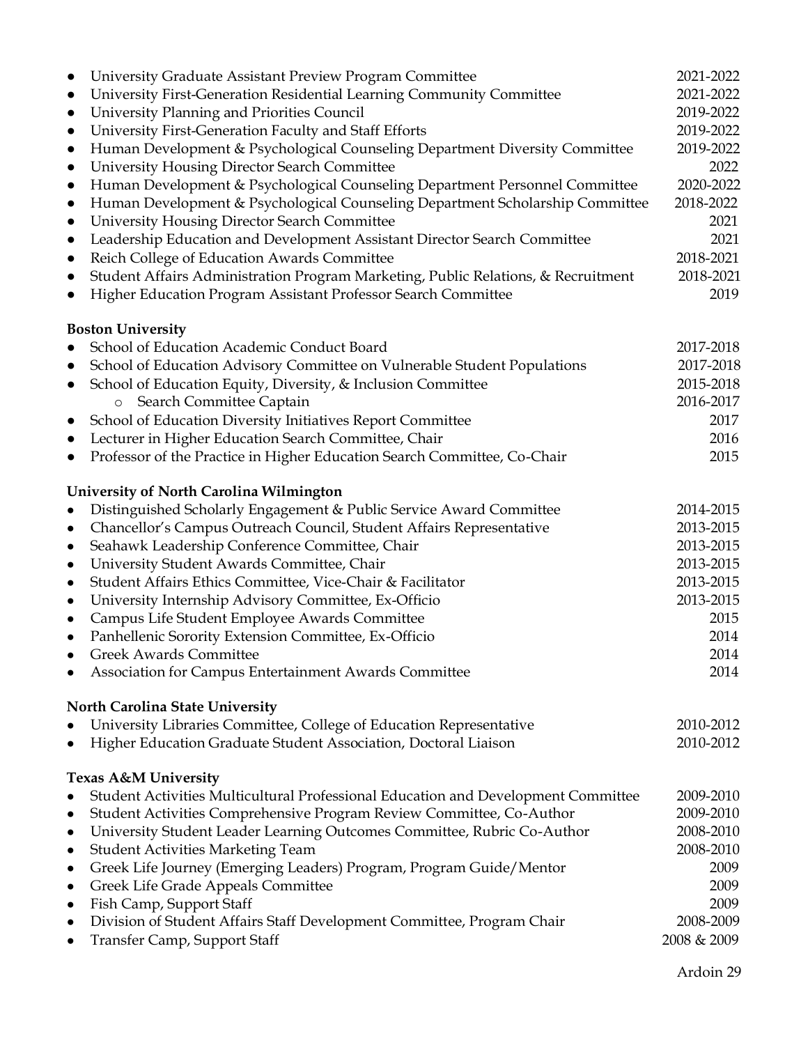- University Graduate Assistant Preview Program Committee 2021-2022
- University First-Generation Residential Learning Community Committee 2021-2022
- University Planning and Priorities Council 2019-2022
- University First-Generation Faculty and Staff Efforts 2019-2022
- Human Development & Psychological Counseling Department Diversity Committee 2019-2022
- University Housing Director Search Committee 2022
- Human Development & Psychological Counseling Department Personnel Committee 2020-2022
- Human Development & Psychological Counseling Department Scholarship Committee 2018-2022
- University Housing Director Search Committee 2021
- Leadership Education and Development Assistant Director Search Committee 2021
- Reich College of Education Awards Committee 2018-2021
- Student Affairs Administration Program Marketing, Public Relations, & Recruitment 2018-2021
- Higher Education Program Assistant Professor Search Committee 2019

**Boston University**

- School of Education Academic Conduct Board 2017-2018
- School of Education Advisory Committee on Vulnerable Student Populations 2017-2018
- School of Education Equity, Diversity, & Inclusion Committee 2015-2018
  - Search Committee Captain 2016-2017
- School of Education Diversity Initiatives Report Committee 2017
- Lecturer in Higher Education Search Committee, Chair 2016
- Professor of the Practice in Higher Education Search Committee, Co-Chair 2015

**University of North Carolina Wilmington**

- Distinguished Scholarly Engagement & Public Service Award Committee 2014-2015
- Chancellor's Campus Outreach Council, Student Affairs Representative 2013-2015
- Seahawk Leadership Conference Committee, Chair 2013-2015
- University Student Awards Committee, Chair 2013-2015
- Student Affairs Ethics Committee, Vice-Chair & Facilitator 2013-2015
- University Internship Advisory Committee, Ex-Officio 2013-2015
- Campus Life Student Employee Awards Committee 2015
- Panhellenic Sorority Extension Committee, Ex-Officio 2014
- Greek Awards Committee 2014
- Association for Campus Entertainment Awards Committee 2014

**North Carolina State University**

- University Libraries Committee, College of Education Representative 2010-2012
- Higher Education Graduate Student Association, Doctoral Liaison 2010-2012

**Texas A&M University**

- Student Activities Multicultural Professional Education and Development Committee 2009-2010
- Student Activities Comprehensive Program Review Committee, Co-Author 2009-2010
- University Student Leader Learning Outcomes Committee, Rubric Co-Author 2008-2010
- Student Activities Marketing Team 2008-2010
- Greek Life Journey (Emerging Leaders) Program, Program Guide/Mentor 2009
- Greek Life Grade Appeals Committee 2009
- Fish Camp, Support Staff 2009
- Division of Student Affairs Staff Development Committee, Program Chair 2008-2009
- Transfer Camp, Support Staff 2008 & 2009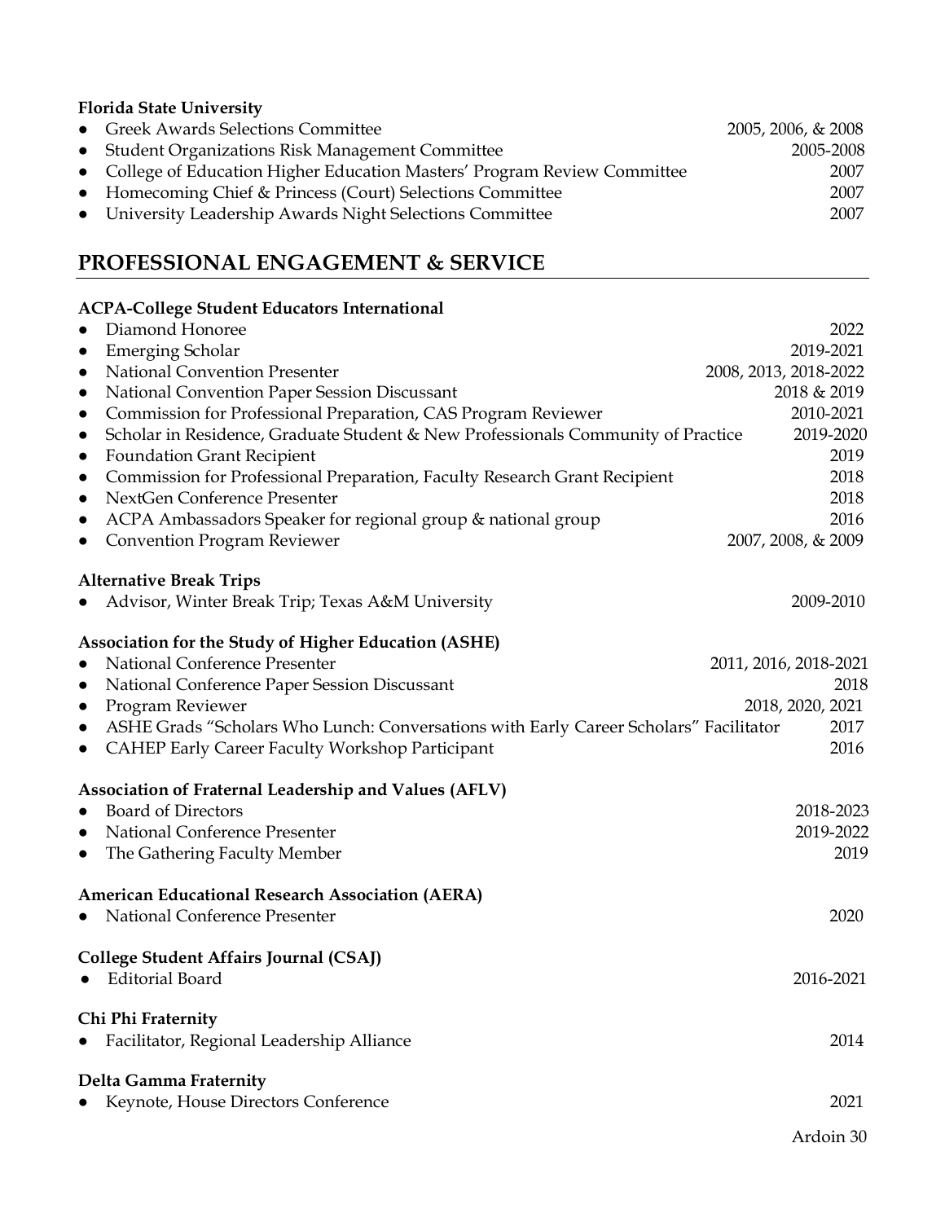**Florida State University**

- Greek Awards Selections Committee 2005, 2006, & 2008
- Student Organizations Risk Management Committee 2005-2008
- College of Education Higher Education Masters' Program Review Committee 2007
- Homecoming Chief & Princess (Court) Selections Committee 2007
- University Leadership Awards Night Selections Committee 2007

## PROFESSIONAL ENGAGEMENT & SERVICE

**ACPA-College Student Educators International**

- Diamond Honoree 2022
- Emerging Scholar 2019-2021
- National Convention Presenter 2008, 2013, 2018-2022
- National Convention Paper Session Discussant 2018 & 2019
- Commission for Professional Preparation, CAS Program Reviewer 2010-2021
- Scholar in Residence, Graduate Student & New Professionals Community of Practice 2019-2020
- Foundation Grant Recipient 2019
- Commission for Professional Preparation, Faculty Research Grant Recipient 2018
- NextGen Conference Presenter 2018
- ACPA Ambassadors Speaker for regional group & national group 2016
- Convention Program Reviewer 2007, 2008, & 2009

**Alternative Break Trips**

- Advisor, Winter Break Trip; Texas A&M University 2009-2010

**Association for the Study of Higher Education (ASHE)**

- National Conference Presenter 2011, 2016, 2018-2021
- National Conference Paper Session Discussant 2018
- Program Reviewer 2018, 2020, 2021
- ASHE Grads "Scholars Who Lunch: Conversations with Early Career Scholars" Facilitator 2017
- CAHEP Early Career Faculty Workshop Participant 2016

**Association of Fraternal Leadership and Values (AFLV)**

- Board of Directors 2018-2023
- National Conference Presenter 2019-2022
- The Gathering Faculty Member 2019

**American Educational Research Association (AERA)**

- National Conference Presenter 2020

**College Student Affairs Journal (CSAJ)**

- Editorial Board 2016-2021

**Chi Phi Fraternity**

- Facilitator, Regional Leadership Alliance 2014

**Delta Gamma Fraternity**

- Keynote, House Directors Conference 2021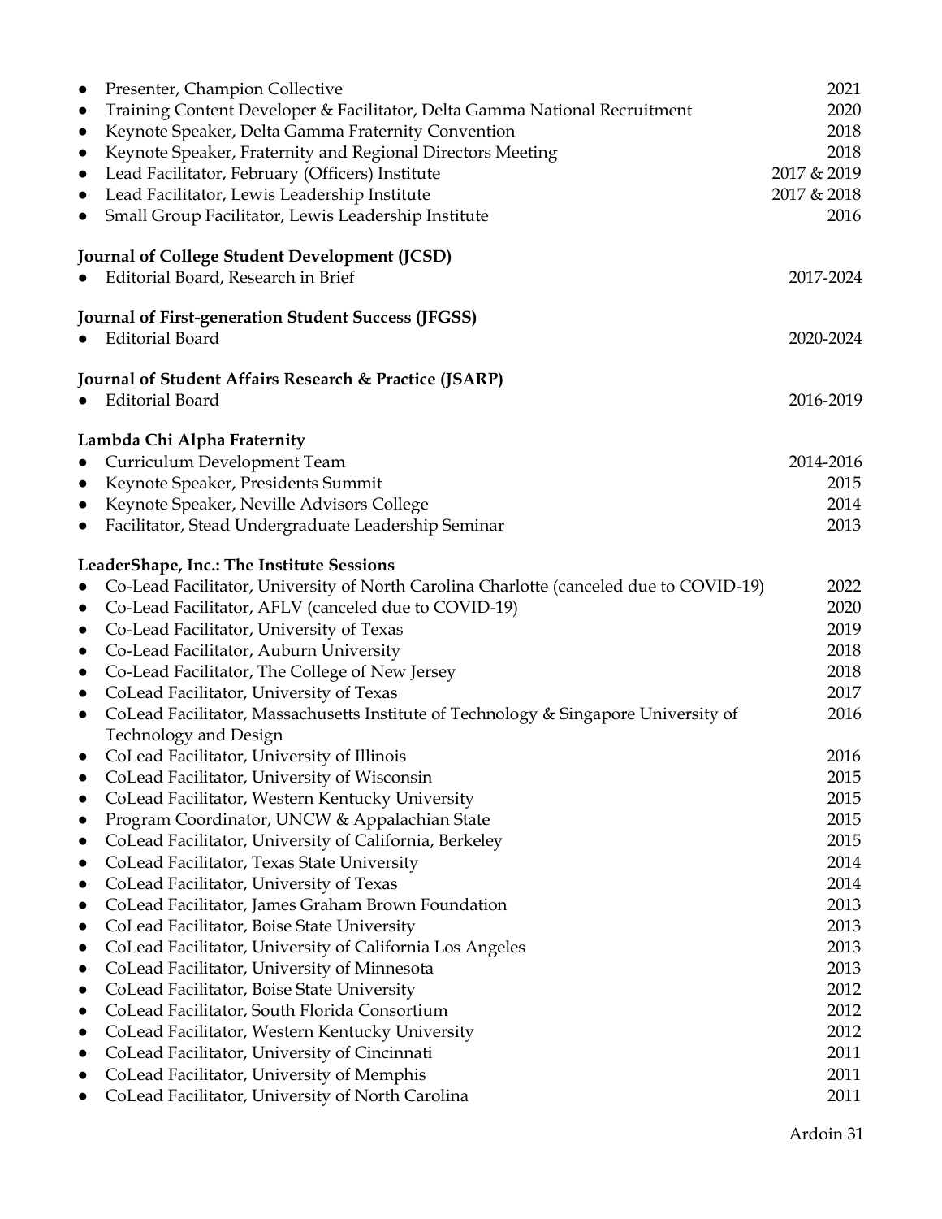- Presenter, Champion Collective 2021
- Training Content Developer & Facilitator, Delta Gamma National Recruitment 2020
- Keynote Speaker, Delta Gamma Fraternity Convention 2018
- Keynote Speaker, Fraternity and Regional Directors Meeting 2018
- Lead Facilitator, February (Officers) Institute 2017 & 2019
- Lead Facilitator, Lewis Leadership Institute 2017 & 2018
- Small Group Facilitator, Lewis Leadership Institute 2016

**Journal of College Student Development (JCSD)**

- Editorial Board, Research in Brief 2017-2024

**Journal of First-generation Student Success (JFGSS)**

- Editorial Board 2020-2024

**Journal of Student Affairs Research & Practice (JSARP)**

- Editorial Board 2016-2019

**Lambda Chi Alpha Fraternity**

- Curriculum Development Team 2014-2016
- Keynote Speaker, Presidents Summit 2015
- Keynote Speaker, Neville Advisors College 2014
- Facilitator, Stead Undergraduate Leadership Seminar 2013

**LeaderShape, Inc.: The Institute Sessions**

- Co-Lead Facilitator, University of North Carolina Charlotte (canceled due to COVID-19) 2022
- Co-Lead Facilitator, AFLV (canceled due to COVID-19) 2020
- Co-Lead Facilitator, University of Texas 2019
- Co-Lead Facilitator, Auburn University 2018
- Co-Lead Facilitator, The College of New Jersey 2018
- CoLead Facilitator, University of Texas 2017
- CoLead Facilitator, Massachusetts Institute of Technology & Singapore University of Technology and Design 2016
- CoLead Facilitator, University of Illinois 2016
- CoLead Facilitator, University of Wisconsin 2015
- CoLead Facilitator, Western Kentucky University 2015
- Program Coordinator, UNCW & Appalachian State 2015
- CoLead Facilitator, University of California, Berkeley 2015
- CoLead Facilitator, Texas State University 2014
- CoLead Facilitator, University of Texas 2014
- CoLead Facilitator, James Graham Brown Foundation 2013
- CoLead Facilitator, Boise State University 2013
- CoLead Facilitator, University of California Los Angeles 2013
- CoLead Facilitator, University of Minnesota 2013
- CoLead Facilitator, Boise State University 2012
- CoLead Facilitator, South Florida Consortium 2012
- CoLead Facilitator, Western Kentucky University 2012
- CoLead Facilitator, University of Cincinnati 2011
- CoLead Facilitator, University of Memphis 2011
- CoLead Facilitator, University of North Carolina 2011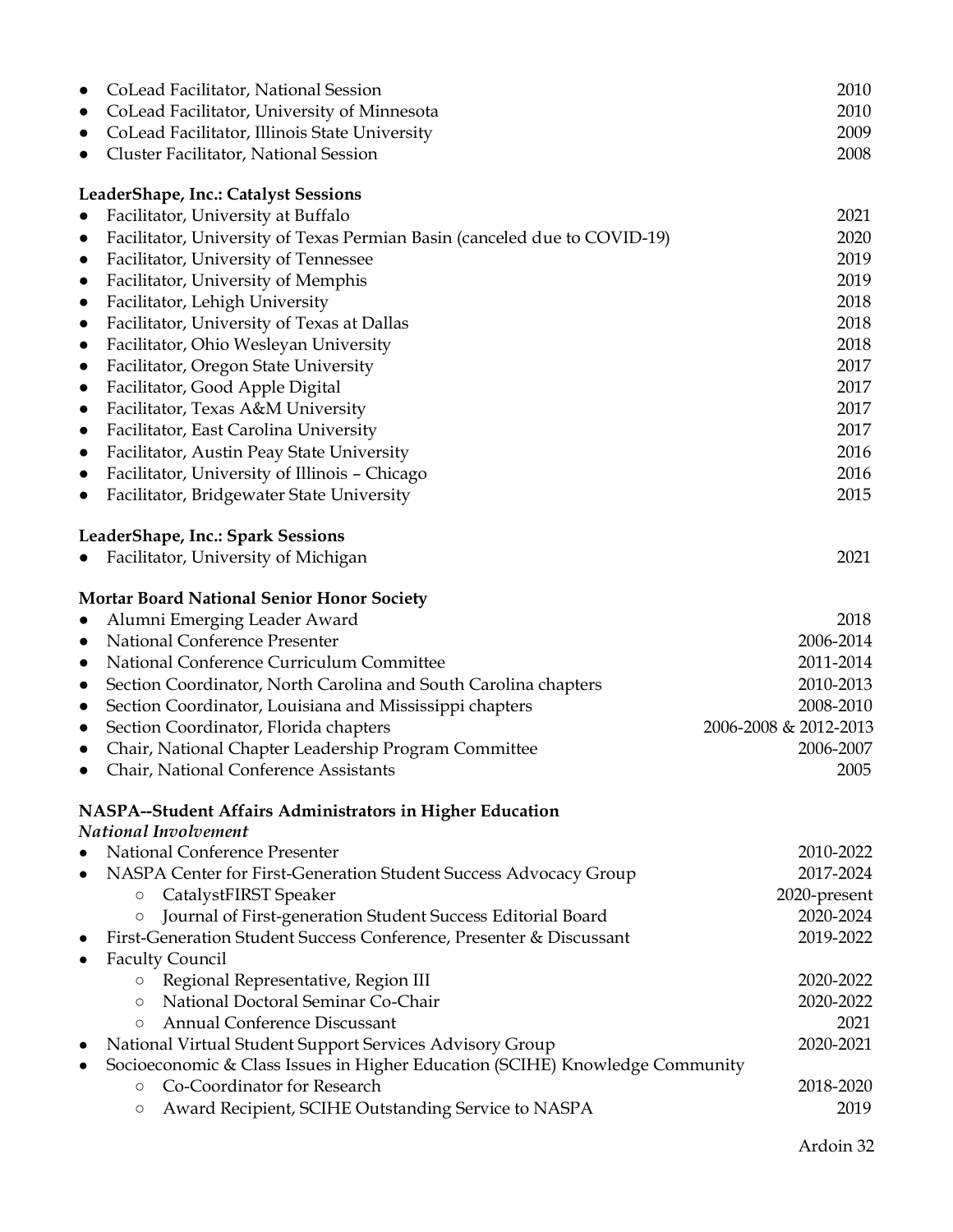- CoLead Facilitator, National Session 2010
- CoLead Facilitator, University of Minnesota 2010
- CoLead Facilitator, Illinois State University 2009
- Cluster Facilitator, National Session 2008

**LeaderShape, Inc.: Catalyst Sessions**

- Facilitator, University at Buffalo 2021
- Facilitator, University of Texas Permian Basin (canceled due to COVID-19) 2020
- Facilitator, University of Tennessee 2019
- Facilitator, University of Memphis 2019
- Facilitator, Lehigh University 2018
- Facilitator, University of Texas at Dallas 2018
- Facilitator, Ohio Wesleyan University 2018
- Facilitator, Oregon State University 2017
- Facilitator, Good Apple Digital 2017
- Facilitator, Texas A&M University 2017
- Facilitator, East Carolina University 2017
- Facilitator, Austin Peay State University 2016
- Facilitator, University of Illinois – Chicago 2016
- Facilitator, Bridgewater State University 2015

**LeaderShape, Inc.: Spark Sessions**

- Facilitator, University of Michigan 2021

**Mortar Board National Senior Honor Society**

- Alumni Emerging Leader Award 2018
- National Conference Presenter 2006-2014
- National Conference Curriculum Committee 2011-2014
- Section Coordinator, North Carolina and South Carolina chapters 2010-2013
- Section Coordinator, Louisiana and Mississippi chapters 2008-2010
- Section Coordinator, Florida chapters 2006-2008 & 2012-2013
- Chair, National Chapter Leadership Program Committee 2006-2007
- Chair, National Conference Assistants 2005

**NASPA--Student Affairs Administrators in Higher Education**

***National Involvement***

- National Conference Presenter 2010-2022
- NASPA Center for First-Generation Student Success Advocacy Group 2017-2024
  - CatalystFIRST Speaker 2020-present
  - Journal of First-generation Student Success Editorial Board 2020-2024
- First-Generation Student Success Conference, Presenter & Discussant 2019-2022
- Faculty Council
  - Regional Representative, Region III 2020-2022
  - National Doctoral Seminar Co-Chair 2020-2022
  - Annual Conference Discussant 2021
- National Virtual Student Support Services Advisory Group 2020-2021
- Socioeconomic & Class Issues in Higher Education (SCIHE) Knowledge Community
  - Co-Coordinator for Research 2018-2020
  - Award Recipient, SCIHE Outstanding Service to NASPA 2019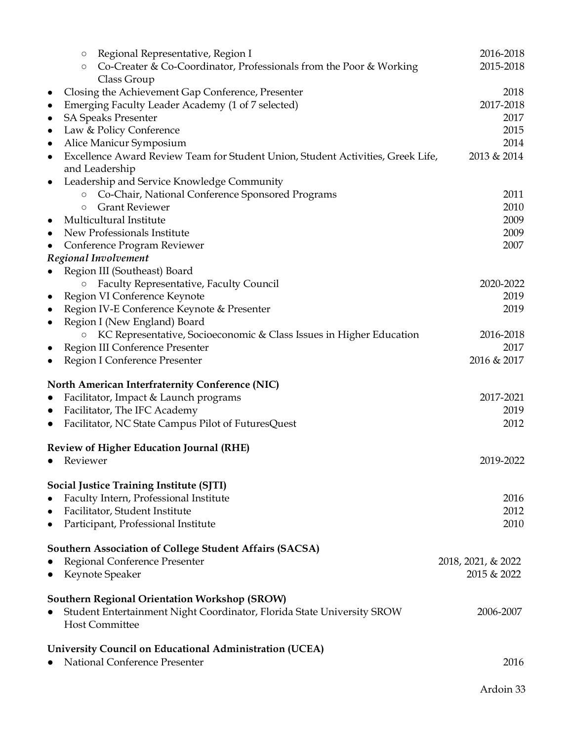- Regional Representative, Region I 2016-2018
- Co-Creater & Co-Coordinator, Professionals from the Poor & Working Class Group 2015-2018

- Closing the Achievement Gap Conference, Presenter 2018
- Emerging Faculty Leader Academy (1 of 7 selected) 2017-2018
- SA Speaks Presenter 2017
- Law & Policy Conference 2015
- Alice Manicur Symposium 2014
- Excellence Award Review Team for Student Union, Student Activities, Greek Life, and Leadership 2013 & 2014
- Leadership and Service Knowledge Community
  - Co-Chair, National Conference Sponsored Programs 2011
  - Grant Reviewer 2010
- Multicultural Institute 2009
- New Professionals Institute 2009
- Conference Program Reviewer 2007

*Regional Involvement*

- Region III (Southeast) Board
  - Faculty Representative, Faculty Council 2020-2022
- Region VI Conference Keynote 2019
- Region IV-E Conference Keynote & Presenter 2019
- Region I (New England) Board
  - KC Representative, Socioeconomic & Class Issues in Higher Education 2016-2018
- Region III Conference Presenter 2017
- Region I Conference Presenter 2016 & 2017

**North American Interfraternity Conference (NIC)**

- Facilitator, Impact & Launch programs 2017-2021
- Facilitator, The IFC Academy 2019
- Facilitator, NC State Campus Pilot of FuturesQuest 2012

**Review of Higher Education Journal (RHE)**

- Reviewer 2019-2022

**Social Justice Training Institute (SJTI)**

- Faculty Intern, Professional Institute 2016
- Facilitator, Student Institute 2012
- Participant, Professional Institute 2010

**Southern Association of College Student Affairs (SACSA)**

- Regional Conference Presenter 2018, 2021, & 2022
- Keynote Speaker 2015 & 2022

**Southern Regional Orientation Workshop (SROW)**

- Student Entertainment Night Coordinator, Florida State University SROW Host Committee 2006-2007

**University Council on Educational Administration (UCEA)**

- National Conference Presenter 2016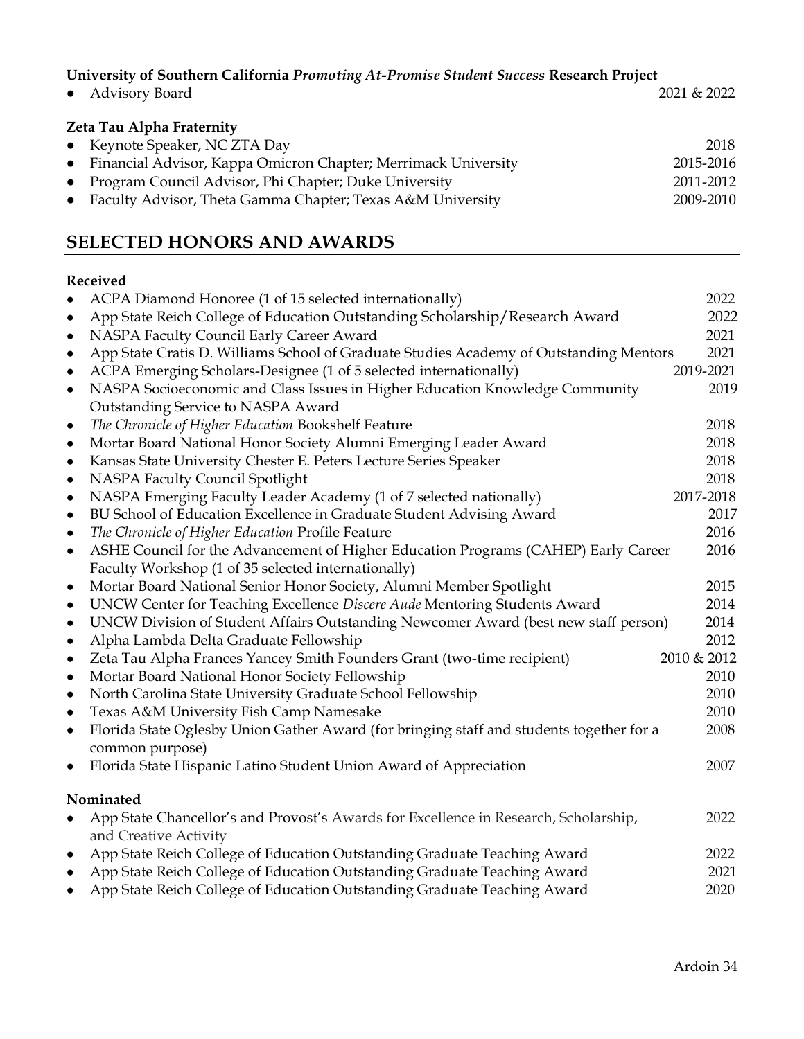**University of Southern California *Promoting At-Promise Student Success* Research Project**

- Advisory Board 2021 & 2022

**Zeta Tau Alpha Fraternity**

- Keynote Speaker, NC ZTA Day 2018
- Financial Advisor, Kappa Omicron Chapter; Merrimack University 2015-2016
- Program Council Advisor, Phi Chapter; Duke University 2011-2012
- Faculty Advisor, Theta Gamma Chapter; Texas A&M University 2009-2010

## SELECTED HONORS AND AWARDS

**Received**

- ACPA Diamond Honoree (1 of 15 selected internationally) 2022
- App State Reich College of Education Outstanding Scholarship/Research Award 2022
- NASPA Faculty Council Early Career Award 2021
- App State Cratis D. Williams School of Graduate Studies Academy of Outstanding Mentors 2021
- ACPA Emerging Scholars-Designee (1 of 5 selected internationally) 2019-2021
- NASPA Socioeconomic and Class Issues in Higher Education Knowledge Community Outstanding Service to NASPA Award 2019
- *The Chronicle of Higher Education* Bookshelf Feature 2018
- Mortar Board National Honor Society Alumni Emerging Leader Award 2018
- Kansas State University Chester E. Peters Lecture Series Speaker 2018
- NASPA Faculty Council Spotlight 2018
- NASPA Emerging Faculty Leader Academy (1 of 7 selected nationally) 2017-2018
- BU School of Education Excellence in Graduate Student Advising Award 2017
- *The Chronicle of Higher Education* Profile Feature 2016
- ASHE Council for the Advancement of Higher Education Programs (CAHEP) Early Career Faculty Workshop (1 of 35 selected internationally) 2016
- Mortar Board National Senior Honor Society, Alumni Member Spotlight 2015
- UNCW Center for Teaching Excellence *Discere Aude* Mentoring Students Award 2014
- UNCW Division of Student Affairs Outstanding Newcomer Award (best new staff person) 2014
- Alpha Lambda Delta Graduate Fellowship 2012
- Zeta Tau Alpha Frances Yancey Smith Founders Grant (two-time recipient) 2010 & 2012
- Mortar Board National Honor Society Fellowship 2010
- North Carolina State University Graduate School Fellowship 2010
- Texas A&M University Fish Camp Namesake 2010
- Florida State Oglesby Union Gather Award (for bringing staff and students together for a common purpose) 2008
- Florida State Hispanic Latino Student Union Award of Appreciation 2007

**Nominated**

- App State Chancellor's and Provost's Awards for Excellence in Research, Scholarship, and Creative Activity 2022
- App State Reich College of Education Outstanding Graduate Teaching Award 2022
- App State Reich College of Education Outstanding Graduate Teaching Award 2021
- App State Reich College of Education Outstanding Graduate Teaching Award 2020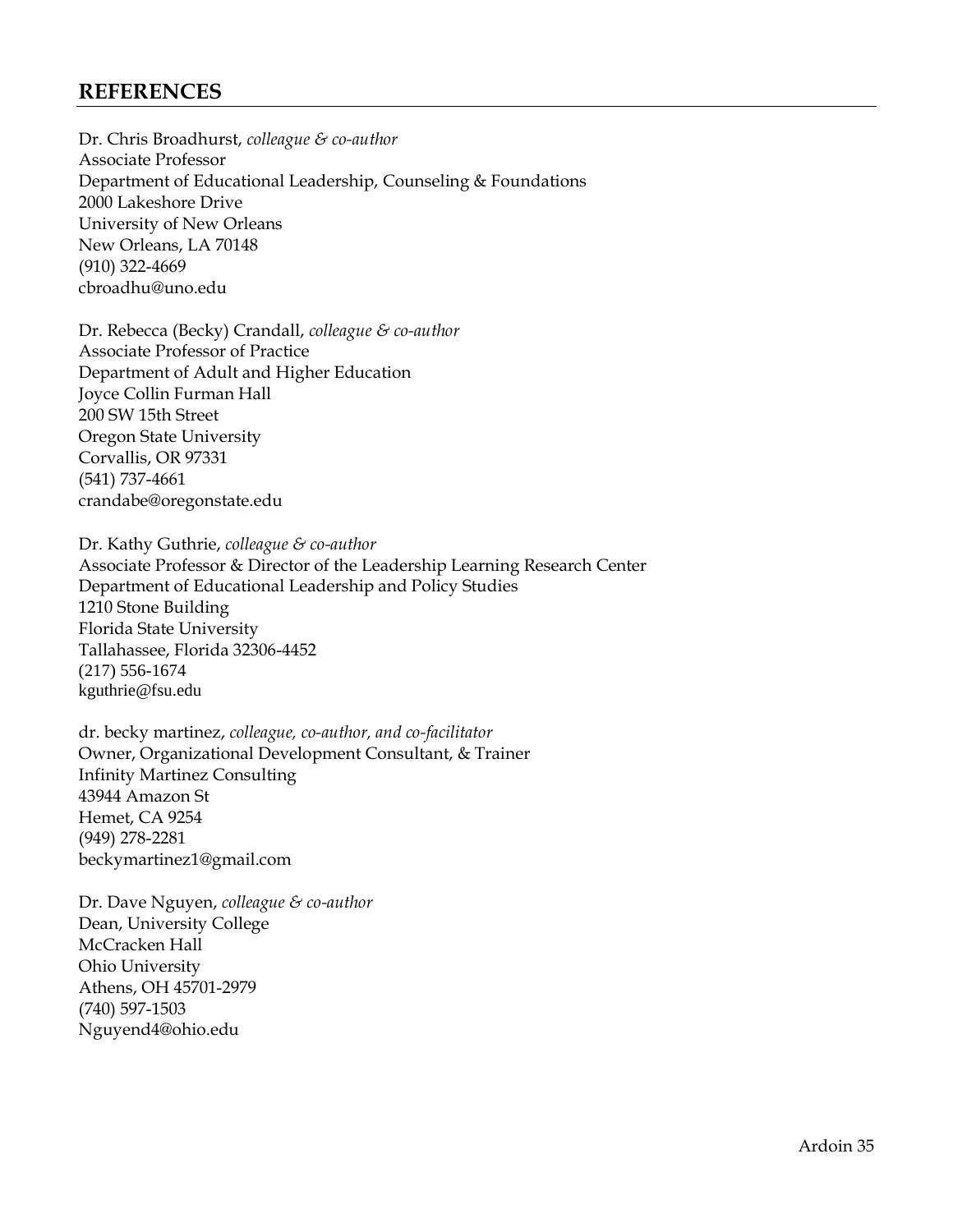## REFERENCES

Dr. Chris Broadhurst, *colleague & co-author*
Associate Professor
Department of Educational Leadership, Counseling & Foundations
2000 Lakeshore Drive
University of New Orleans
New Orleans, LA 70148
(910) 322-4669
cbroadhu@uno.edu

Dr. Rebecca (Becky) Crandall, *colleague & co-author*
Associate Professor of Practice
Department of Adult and Higher Education
Joyce Collin Furman Hall
200 SW 15th Street
Oregon State University
Corvallis, OR 97331
(541) 737-4661
crandabe@oregonstate.edu

Dr. Kathy Guthrie, *colleague & co-author*
Associate Professor & Director of the Leadership Learning Research Center
Department of Educational Leadership and Policy Studies
1210 Stone Building
Florida State University
Tallahassee, Florida 32306-4452
(217) 556-1674
kguthrie@fsu.edu

dr. becky martinez, *colleague, co-author, and co-facilitator*
Owner, Organizational Development Consultant, & Trainer
Infinity Martinez Consulting
43944 Amazon St
Hemet, CA 9254
(949) 278-2281
beckymartinez1@gmail.com

Dr. Dave Nguyen, *colleague & co-author*
Dean, University College
McCracken Hall
Ohio University
Athens, OH 45701-2979
(740) 597-1503
Nguyend4@ohio.edu